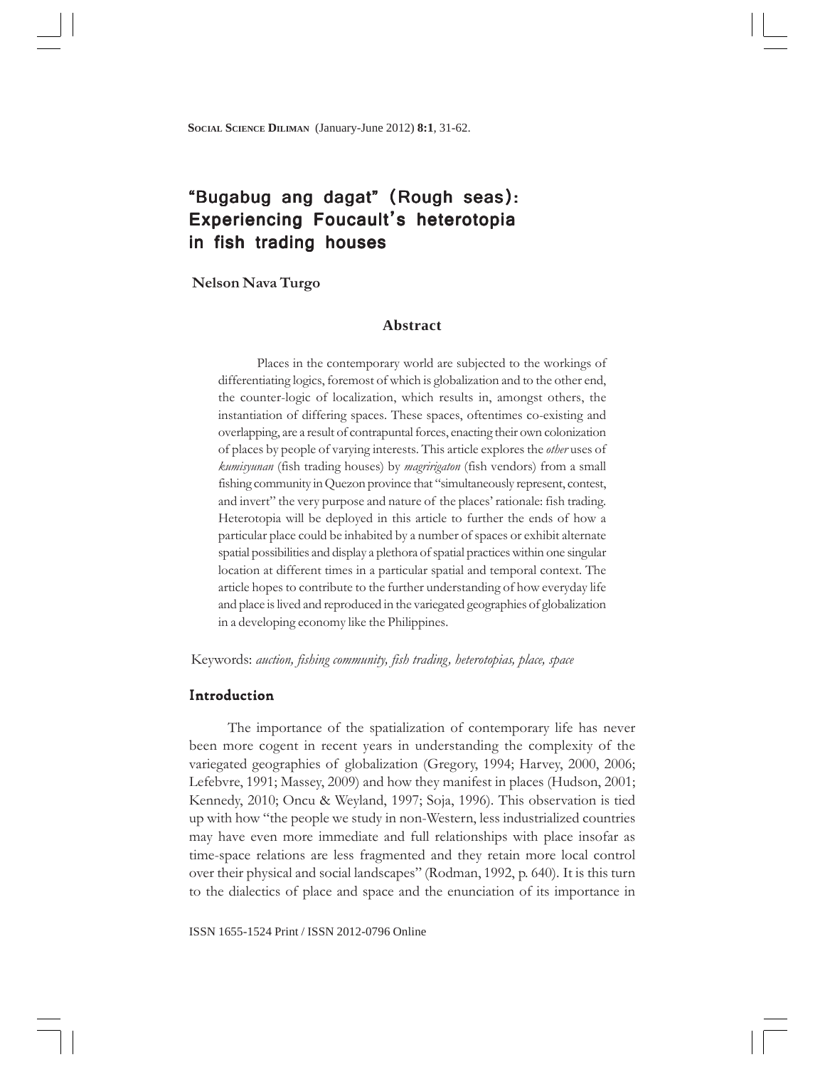# "Bugabug ang dagat" (Rough seas): Experiencing Foucault's heterotopia in fish trading houses

**Nelson Nava Turgo**

## Abstract

Places in the contemporary world are subjected to the workings of differentiating logics, foremost of which is globalization and to the other end, the counter-logic of localization, which results in, amongst others, the instantiation of differing spaces. These spaces, oftentimes co-existing and overlapping, are a result of contrapuntal forces, enacting their own colonization of places by people of varying interests. This article explores the *other* uses of *kumisyunan* (fish trading houses) by *magririgaton* (fish vendors) from a small fishing community in Quezon province that "simultaneously represent, contest, and invert" the very purpose and nature of the places' rationale: fish trading. Heterotopia will be deployed in this article to further the ends of how a particular place could be inhabited by a number of spaces or exhibit alternate spatial possibilities and display a plethora of spatial practices within one singular location at different times in a particular spatial and temporal context. The article hopes to contribute to the further understanding of how everyday life and place is lived and reproduced in the variegated geographies of globalization in a developing economy like the Philippines.

Keywords: *auction, fishing community, fish trading, heterotopias, place, space*

## Introduction

The importance of the spatialization of contemporary life has never been more cogent in recent years in understanding the complexity of the variegated geographies of globalization (Gregory, 1994; Harvey, 2000, 2006; Lefebvre, 1991; Massey, 2009) and how they manifest in places (Hudson, 2001; Kennedy, 2010; Oncu & Weyland, 1997; Soja, 1996). This observation is tied up with how "the people we study in non-Western, less industrialized countries may have even more immediate and full relationships with place insofar as time-space relations are less fragmented and they retain more local control over their physical and social landscapes" (Rodman, 1992, p. 640). It is this turn to the dialectics of place and space and the enunciation of its importance in

ISSN 1655-1524 Print / ISSN 2012-0796 Online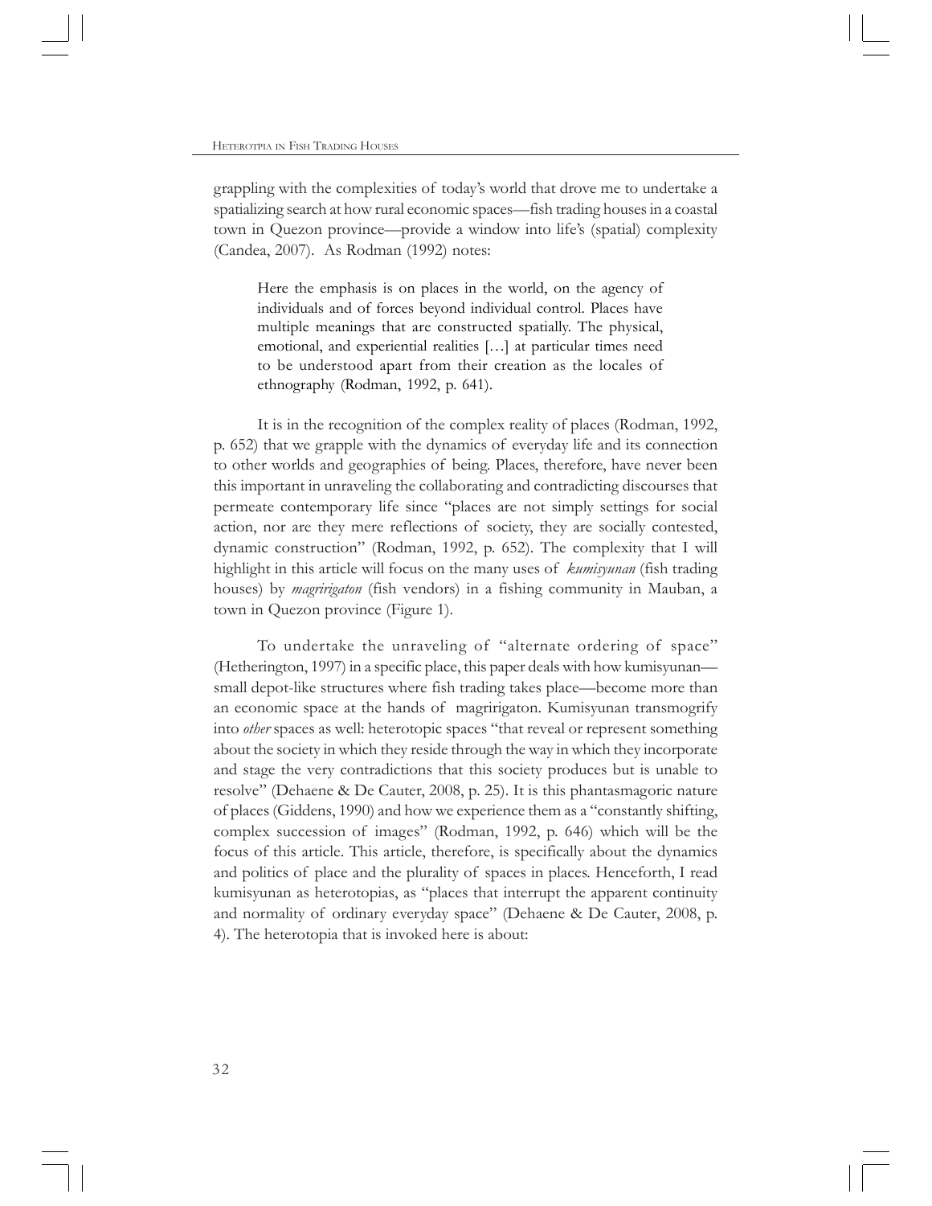grappling with the complexities of today's world that drove me to undertake a spatializing search at how rural economic spaces—fish trading houses in a coastal town in Quezon province—provide a window into life's (spatial) complexity (Candea, 2007). As Rodman (1992) notes:

> Here the emphasis is on places in the world, on the agency of individuals and of forces beyond individual control. Places have multiple meanings that are constructed spatially. The physical, emotional, and experiential realities […] at particular times need to be understood apart from their creation as the locales of ethnography (Rodman, 1992, p. 641).

It is in the recognition of the complex reality of places (Rodman, 1992, p. 652) that we grapple with the dynamics of everyday life and its connection to other worlds and geographies of being. Places, therefore, have never been this important in unraveling the collaborating and contradicting discourses that permeate contemporary life since "places are not simply settings for social action, nor are they mere reflections of society, they are socially contested, dynamic construction" (Rodman, 1992, p. 652). The complexity that I will highlight in this article will focus on the many uses of *kumisyunan* (fish trading houses) by *magririgaton* (fish vendors) in a fishing community in Mauban, a town in Quezon province (Figure 1).

To undertake the unraveling of "alternate ordering of space" (Hetherington, 1997) in a specific place, this paper deals with how kumisyunan—small depot-like structures where fish trading takes place—become more than an economic space at the hands of magririgaton. Kumisyunan transmogrify into *other* spaces as well: heterotopic spaces "that reveal or represent something about the society in which they reside through the way in which they incorporate and stage the very contradictions that this society produces but is unable to resolve" (Dehaene & De Cauter, 2008, p. 25). It is this phantasmagoric nature of places (Giddens, 1990) and how we experience them as a "constantly shifting, complex succession of images" (Rodman, 1992, p. 646) which will be the focus of this article. This article, therefore, is specifically about the dynamics and politics of place and the plurality of spaces in places. Henceforth, I read kumisyunan as heterotopias, as "places that interrupt the apparent continuity and normality of ordinary everyday space" (Dehaene & De Cauter, 2008, p. 4). The heterotopia that is invoked here is about: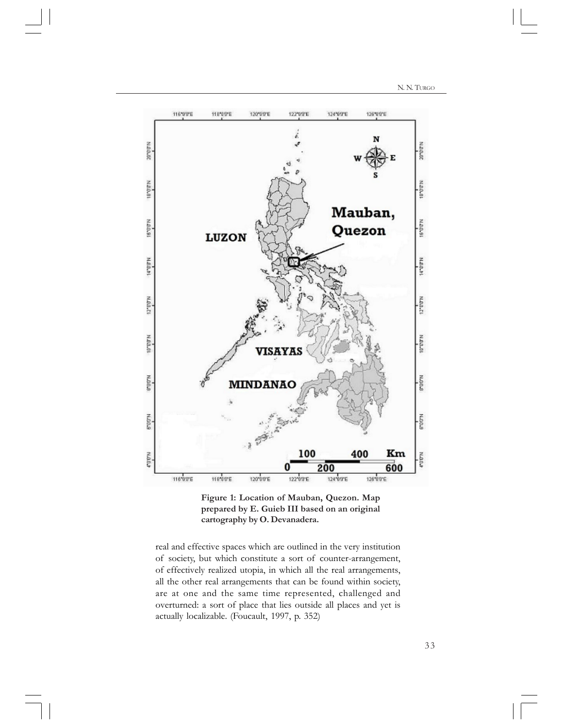Figure 1: Location of Mauban, Quezon. Map prepared by E. Guieb III based on an original cartography by O. Devanadera.

real and effective spaces which are outlined in the very institution of society, but which constitute a sort of counter-arrangement, of effectively realized utopia, in which all the real arrangements, all the other real arrangements that can be found within society, are at one and the same time represented, challenged and overturned: a sort of place that lies outside all places and yet is actually localizable. (Foucault, 1997, p. 352)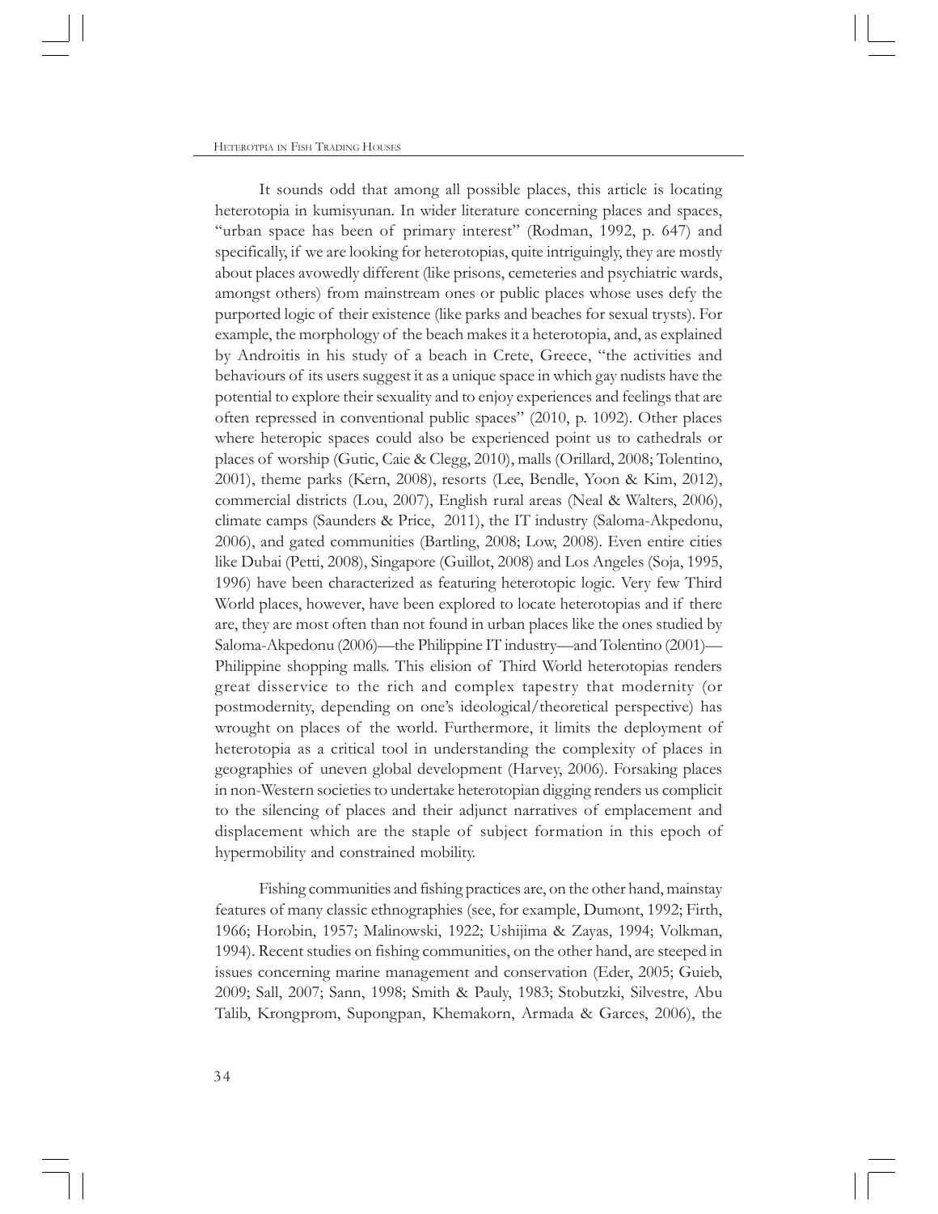It sounds odd that among all possible places, this article is locating heterotopia in kumisyunan. In wider literature concerning places and spaces, "urban space has been of primary interest" (Rodman, 1992, p. 647) and specifically, if we are looking for heterotopias, quite intriguingly, they are mostly about places avowedly different (like prisons, cemeteries and psychiatric wards, amongst others) from mainstream ones or public places whose uses defy the purported logic of their existence (like parks and beaches for sexual trysts). For example, the morphology of the beach makes it a heterotopia, and, as explained by Androitis in his study of a beach in Crete, Greece, "the activities and behaviours of its users suggest it as a unique space in which gay nudists have the potential to explore their sexuality and to enjoy experiences and feelings that are often repressed in conventional public spaces" (2010, p. 1092). Other places where heteropic spaces could also be experienced point us to cathedrals or places of worship (Gutic, Caie & Clegg, 2010), malls (Orillard, 2008; Tolentino, 2001), theme parks (Kern, 2008), resorts (Lee, Bendle, Yoon & Kim, 2012), commercial districts (Lou, 2007), English rural areas (Neal & Walters, 2006), climate camps (Saunders & Price, 2011), the IT industry (Saloma-Akpedonu, 2006), and gated communities (Bartling, 2008; Low, 2008). Even entire cities like Dubai (Petti, 2008), Singapore (Guillot, 2008) and Los Angeles (Soja, 1995, 1996) have been characterized as featuring heterotopic logic. Very few Third World places, however, have been explored to locate heterotopias and if there are, they are most often than not found in urban places like the ones studied by Saloma-Akpedonu (2006)—the Philippine IT industry—and Tolentino (2001)—Philippine shopping malls. This elision of Third World heterotopias renders great disservice to the rich and complex tapestry that modernity (or postmodernity, depending on one's ideological/theoretical perspective) has wrought on places of the world. Furthermore, it limits the deployment of heterotopia as a critical tool in understanding the complexity of places in geographies of uneven global development (Harvey, 2006). Forsaking places in non-Western societies to undertake heterotopian digging renders us complicit to the silencing of places and their adjunct narratives of emplacement and displacement which are the staple of subject formation in this epoch of hypermobility and constrained mobility.

Fishing communities and fishing practices are, on the other hand, mainstay features of many classic ethnographies (see, for example, Dumont, 1992; Firth, 1966; Horobin, 1957; Malinowski, 1922; Ushijima & Zayas, 1994; Volkman, 1994). Recent studies on fishing communities, on the other hand, are steeped in issues concerning marine management and conservation (Eder, 2005; Guieb, 2009; Sall, 2007; Sann, 1998; Smith & Pauly, 1983; Stobutzki, Silvestre, Abu Talib, Krongprom, Supongpan, Khemakorn, Armada & Garces, 2006), the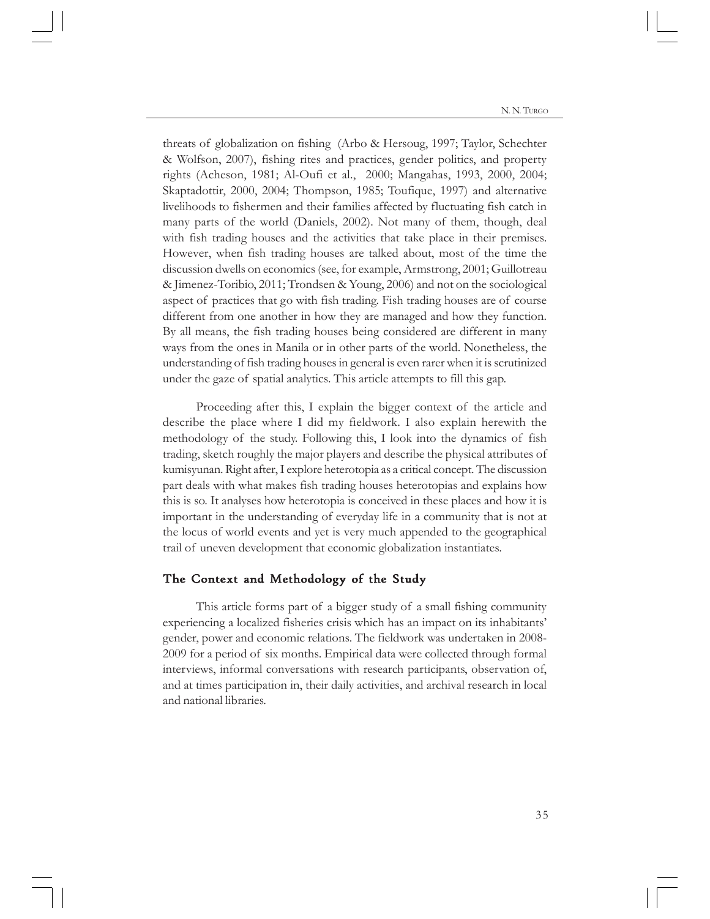threats of globalization on fishing (Arbo & Hersoug, 1997; Taylor, Schechter & Wolfson, 2007), fishing rites and practices, gender politics, and property rights (Acheson, 1981; Al-Oufi et al., 2000; Mangahas, 1993, 2000, 2004; Skaptadottir, 2000, 2004; Thompson, 1985; Toufique, 1997) and alternative livelihoods to fishermen and their families affected by fluctuating fish catch in many parts of the world (Daniels, 2002). Not many of them, though, deal with fish trading houses and the activities that take place in their premises. However, when fish trading houses are talked about, most of the time the discussion dwells on economics (see, for example, Armstrong, 2001; Guillotreau & Jimenez-Toribio, 2011; Trondsen & Young, 2006) and not on the sociological aspect of practices that go with fish trading. Fish trading houses are of course different from one another in how they are managed and how they function. By all means, the fish trading houses being considered are different in many ways from the ones in Manila or in other parts of the world. Nonetheless, the understanding of fish trading houses in general is even rarer when it is scrutinized under the gaze of spatial analytics. This article attempts to fill this gap.

Proceeding after this, I explain the bigger context of the article and describe the place where I did my fieldwork. I also explain herewith the methodology of the study. Following this, I look into the dynamics of fish trading, sketch roughly the major players and describe the physical attributes of kumisyunan. Right after, I explore heterotopia as a critical concept. The discussion part deals with what makes fish trading houses heterotopias and explains how this is so. It analyses how heterotopia is conceived in these places and how it is important in the understanding of everyday life in a community that is not at the locus of world events and yet is very much appended to the geographical trail of uneven development that economic globalization instantiates.

## The Context and Methodology of the Study

This article forms part of a bigger study of a small fishing community experiencing a localized fisheries crisis which has an impact on its inhabitants' gender, power and economic relations. The fieldwork was undertaken in 2008-2009 for a period of six months. Empirical data were collected through formal interviews, informal conversations with research participants, observation of, and at times participation in, their daily activities, and archival research in local and national libraries.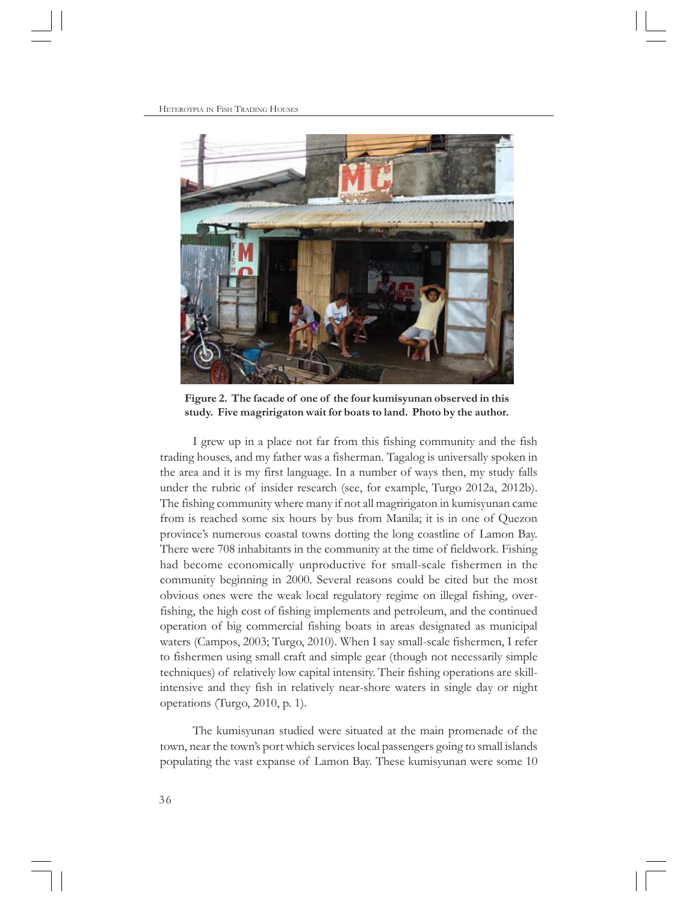**Figure 2. The facade of one of the four kumisyunan observed in this study. Five magririgaton wait for boats to land. Photo by the author.**

I grew up in a place not far from this fishing community and the fish trading houses, and my father was a fisherman. Tagalog is universally spoken in the area and it is my first language. In a number of ways then, my study falls under the rubric of insider research (see, for example, Turgo 2012a, 2012b). The fishing community where many if not all magririgaton in kumisyunan came from is reached some six hours by bus from Manila; it is in one of Quezon province's numerous coastal towns dotting the long coastline of Lamon Bay. There were 708 inhabitants in the community at the time of fieldwork. Fishing had become economically unproductive for small-scale fishermen in the community beginning in 2000. Several reasons could be cited but the most obvious ones were the weak local regulatory regime on illegal fishing, over-fishing, the high cost of fishing implements and petroleum, and the continued operation of big commercial fishing boats in areas designated as municipal waters (Campos, 2003; Turgo, 2010). When I say small-scale fishermen, I refer to fishermen using small craft and simple gear (though not necessarily simple techniques) of relatively low capital intensity. Their fishing operations are skill-intensive and they fish in relatively near-shore waters in single day or night operations (Turgo, 2010, p. 1).

The kumisyunan studied were situated at the main promenade of the town, near the town's port which services local passengers going to small islands populating the vast expanse of Lamon Bay. These kumisyunan were some 10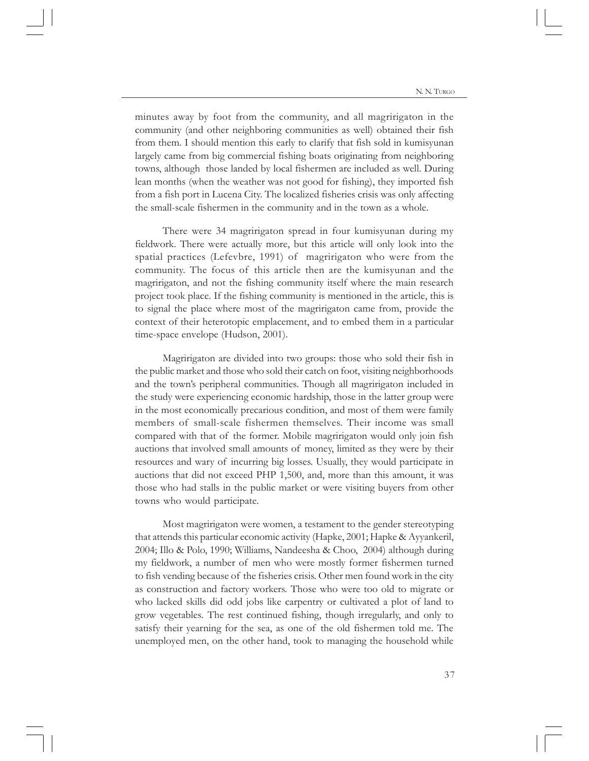minutes away by foot from the community, and all magririgaton in the community (and other neighboring communities as well) obtained their fish from them. I should mention this early to clarify that fish sold in kumisyunan largely came from big commercial fishing boats originating from neighboring towns, although those landed by local fishermen are included as well. During lean months (when the weather was not good for fishing), they imported fish from a fish port in Lucena City. The localized fisheries crisis was only affecting the small-scale fishermen in the community and in the town as a whole.

There were 34 magririgaton spread in four kumisyunan during my fieldwork. There were actually more, but this article will only look into the spatial practices (Lefevbre, 1991) of magririgaton who were from the community. The focus of this article then are the kumisyunan and the magririgaton, and not the fishing community itself where the main research project took place. If the fishing community is mentioned in the article, this is to signal the place where most of the magririgaton came from, provide the context of their heterotopic emplacement, and to embed them in a particular time-space envelope (Hudson, 2001).

Magririgaton are divided into two groups: those who sold their fish in the public market and those who sold their catch on foot, visiting neighborhoods and the town's peripheral communities. Though all magririgaton included in the study were experiencing economic hardship, those in the latter group were in the most economically precarious condition, and most of them were family members of small-scale fishermen themselves. Their income was small compared with that of the former. Mobile magririgaton would only join fish auctions that involved small amounts of money, limited as they were by their resources and wary of incurring big losses. Usually, they would participate in auctions that did not exceed PHP 1,500, and, more than this amount, it was those who had stalls in the public market or were visiting buyers from other towns who would participate.

Most magririgaton were women, a testament to the gender stereotyping that attends this particular economic activity (Hapke, 2001; Hapke & Ayyankeril, 2004; Illo & Polo, 1990; Williams, Nandeesha & Choo, 2004) although during my fieldwork, a number of men who were mostly former fishermen turned to fish vending because of the fisheries crisis. Other men found work in the city as construction and factory workers. Those who were too old to migrate or who lacked skills did odd jobs like carpentry or cultivated a plot of land to grow vegetables. The rest continued fishing, though irregularly, and only to satisfy their yearning for the sea, as one of the old fishermen told me. The unemployed men, on the other hand, took to managing the household while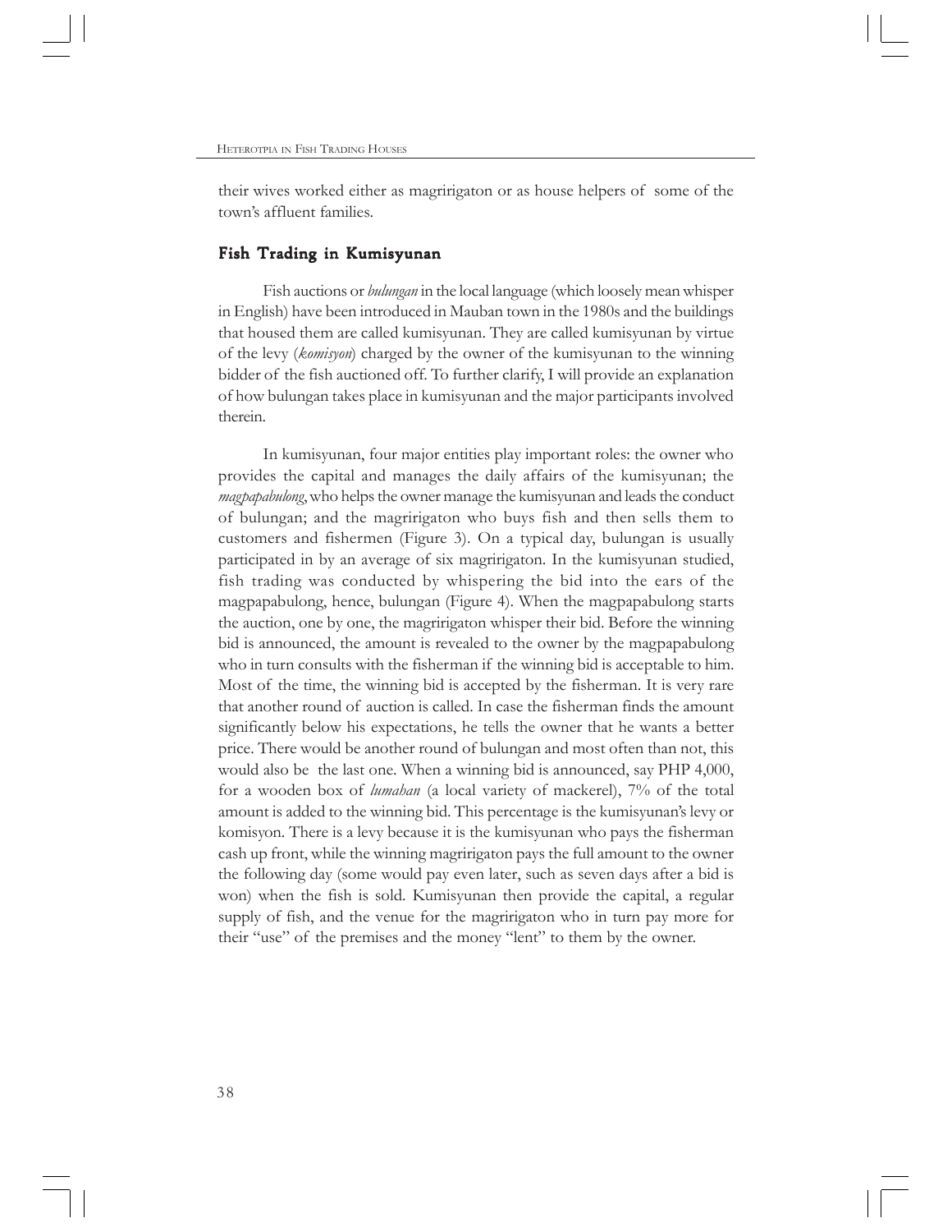their wives worked either as magririgaton or as house helpers of some of the town's affluent families.

## Fish Trading in Kumisyunan

Fish auctions or *bulungan* in the local language (which loosely mean whisper in English) have been introduced in Mauban town in the 1980s and the buildings that housed them are called kumisyunan. They are called kumisyunan by virtue of the levy (*komisyon*) charged by the owner of the kumisyunan to the winning bidder of the fish auctioned off. To further clarify, I will provide an explanation of how bulungan takes place in kumisyunan and the major participants involved therein.

In kumisyunan, four major entities play important roles: the owner who provides the capital and manages the daily affairs of the kumisyunan; the *magpapabulong*, who helps the owner manage the kumisyunan and leads the conduct of bulungan; and the magririgaton who buys fish and then sells them to customers and fishermen (Figure 3). On a typical day, bulungan is usually participated in by an average of six magririgaton. In the kumisyunan studied, fish trading was conducted by whispering the bid into the ears of the magpapabulong, hence, bulungan (Figure 4). When the magpapabulong starts the auction, one by one, the magririgaton whisper their bid. Before the winning bid is announced, the amount is revealed to the owner by the magpapabulong who in turn consults with the fisherman if the winning bid is acceptable to him. Most of the time, the winning bid is accepted by the fisherman. It is very rare that another round of auction is called. In case the fisherman finds the amount significantly below his expectations, he tells the owner that he wants a better price. There would be another round of bulungan and most often than not, this would also be the last one. When a winning bid is announced, say PHP 4,000, for a wooden box of *lumahan* (a local variety of mackerel), 7% of the total amount is added to the winning bid. This percentage is the kumisyunan's levy or komisyon. There is a levy because it is the kumisyunan who pays the fisherman cash up front, while the winning magririgaton pays the full amount to the owner the following day (some would pay even later, such as seven days after a bid is won) when the fish is sold. Kumisyunan then provide the capital, a regular supply of fish, and the venue for the magririgaton who in turn pay more for their "use" of the premises and the money "lent" to them by the owner.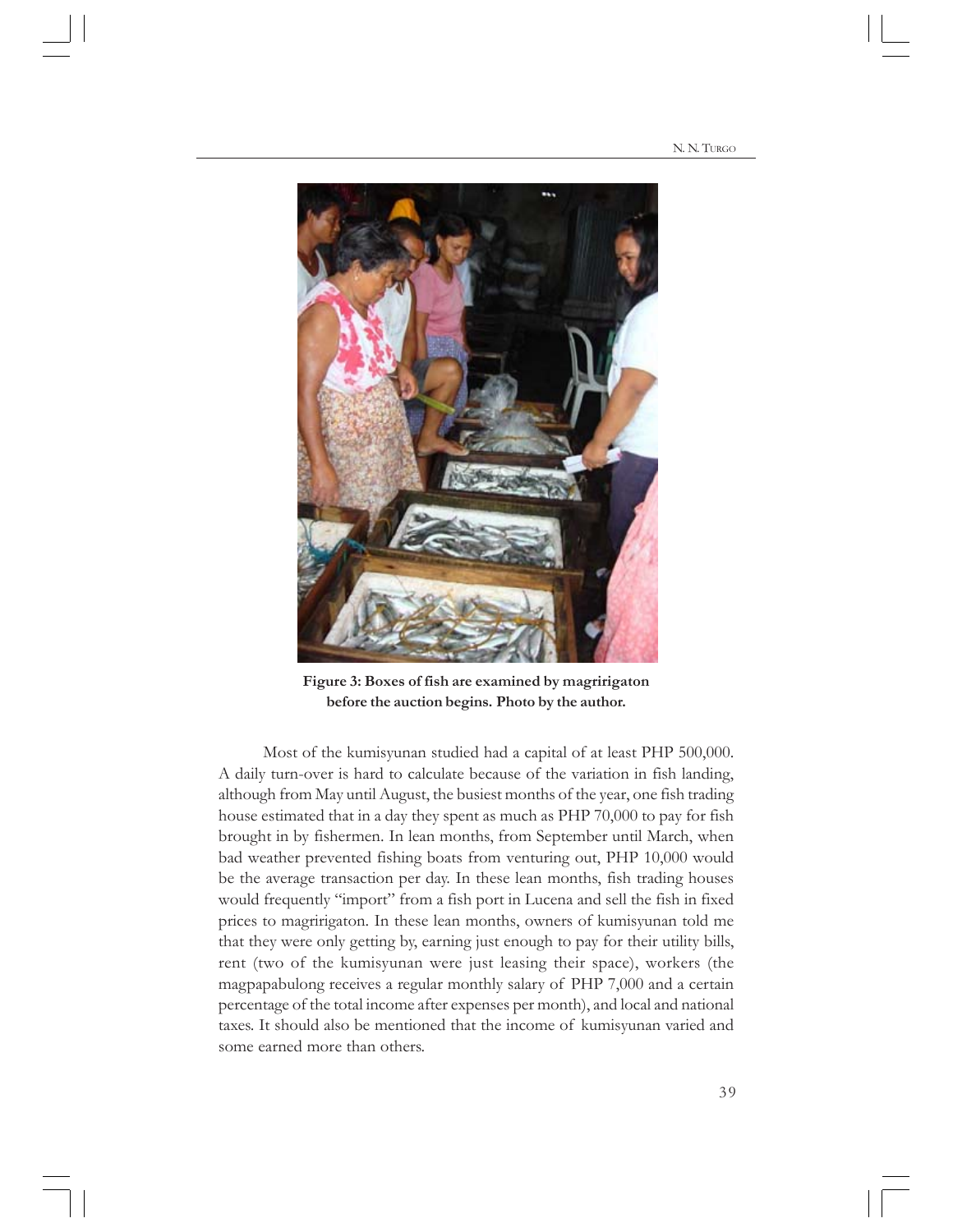**Figure 3: Boxes of fish are examined by magririgaton before the auction begins. Photo by the author.**

Most of the kumisyunan studied had a capital of at least PHP 500,000. A daily turn-over is hard to calculate because of the variation in fish landing, although from May until August, the busiest months of the year, one fish trading house estimated that in a day they spent as much as PHP 70,000 to pay for fish brought in by fishermen. In lean months, from September until March, when bad weather prevented fishing boats from venturing out, PHP 10,000 would be the average transaction per day. In these lean months, fish trading houses would frequently "import" from a fish port in Lucena and sell the fish in fixed prices to magririgaton. In these lean months, owners of kumisyunan told me that they were only getting by, earning just enough to pay for their utility bills, rent (two of the kumisyunan were just leasing their space), workers (the magpapabulong receives a regular monthly salary of PHP 7,000 and a certain percentage of the total income after expenses per month), and local and national taxes. It should also be mentioned that the income of kumisyunan varied and some earned more than others.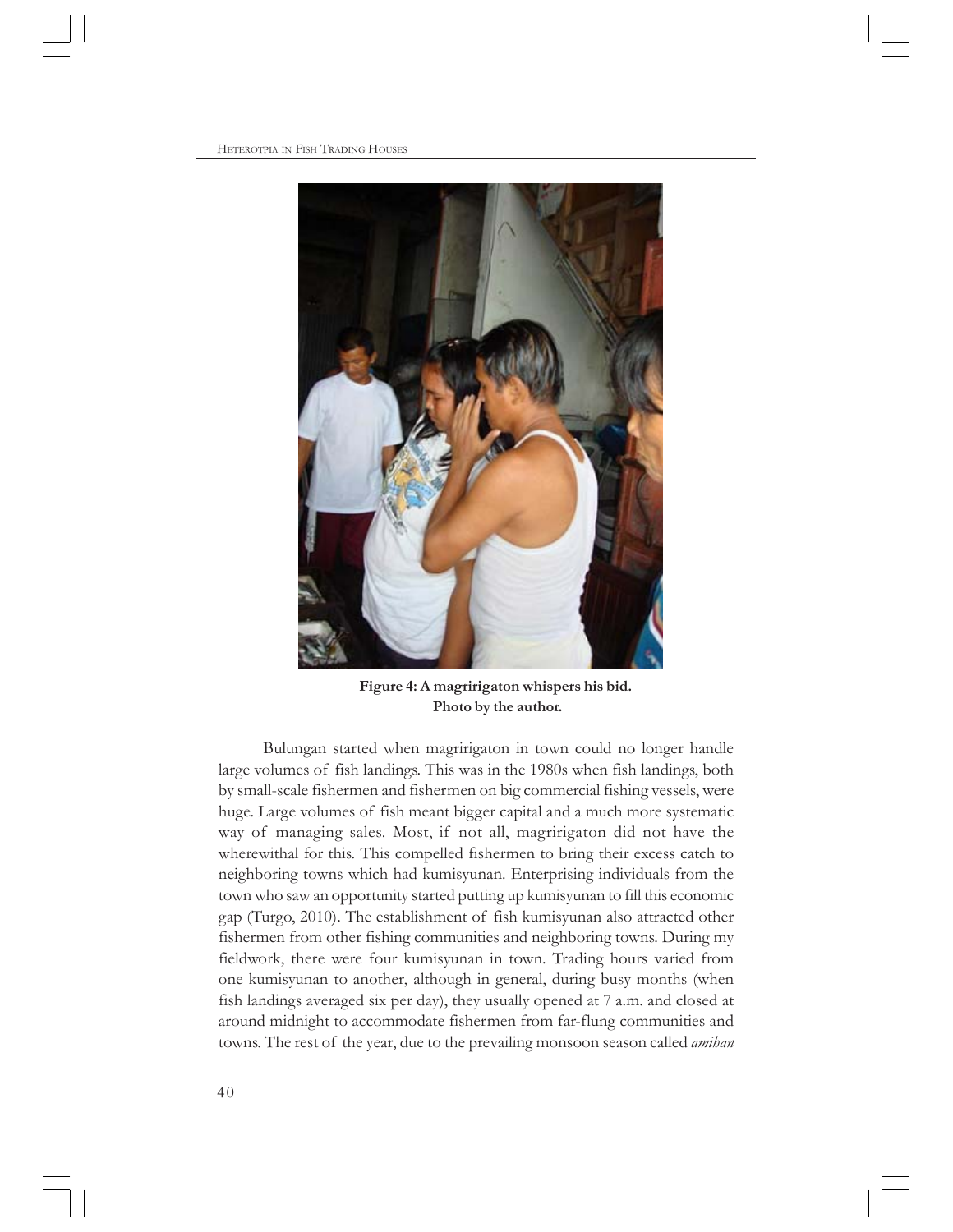**Figure 4: A magririgaton whispers his bid.**
**Photo by the author.**

Bulungan started when magririgaton in town could no longer handle large volumes of fish landings. This was in the 1980s when fish landings, both by small-scale fishermen and fishermen on big commercial fishing vessels, were huge. Large volumes of fish meant bigger capital and a much more systematic way of managing sales. Most, if not all, magririgaton did not have the wherewithal for this. This compelled fishermen to bring their excess catch to neighboring towns which had kumisyunan. Enterprising individuals from the town who saw an opportunity started putting up kumisyunan to fill this economic gap (Turgo, 2010). The establishment of fish kumisyunan also attracted other fishermen from other fishing communities and neighboring towns. During my fieldwork, there were four kumisyunan in town. Trading hours varied from one kumisyunan to another, although in general, during busy months (when fish landings averaged six per day), they usually opened at 7 a.m. and closed at around midnight to accommodate fishermen from far-flung communities and towns. The rest of the year, due to the prevailing monsoon season called *amihan*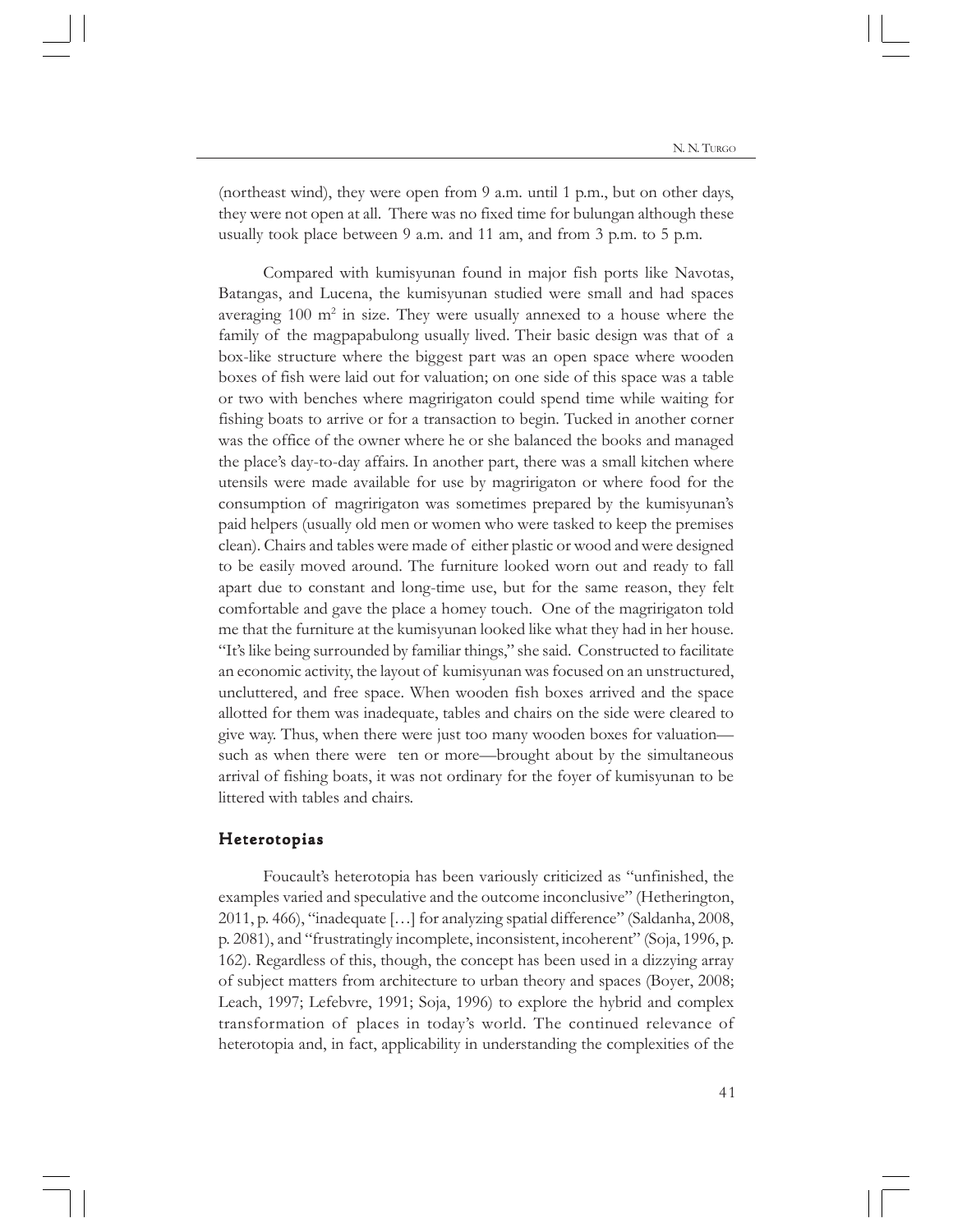(northeast wind), they were open from 9 a.m. until 1 p.m., but on other days, they were not open at all. There was no fixed time for bulungan although these usually took place between 9 a.m. and 11 am, and from 3 p.m. to 5 p.m.

Compared with kumisyunan found in major fish ports like Navotas, Batangas, and Lucena, the kumisyunan studied were small and had spaces averaging 100 $m^2$ in size. They were usually annexed to a house where the family of the magpapabulong usually lived. Their basic design was that of a box-like structure where the biggest part was an open space where wooden boxes of fish were laid out for valuation; on one side of this space was a table or two with benches where magririgaton could spend time while waiting for fishing boats to arrive or for a transaction to begin. Tucked in another corner was the office of the owner where he or she balanced the books and managed the place's day-to-day affairs. In another part, there was a small kitchen where utensils were made available for use by magririgaton or where food for the consumption of magririgaton was sometimes prepared by the kumisyunan's paid helpers (usually old men or women who were tasked to keep the premises clean). Chairs and tables were made of either plastic or wood and were designed to be easily moved around. The furniture looked worn out and ready to fall apart due to constant and long-time use, but for the same reason, they felt comfortable and gave the place a homey touch. One of the magririgaton told me that the furniture at the kumisyunan looked like what they had in her house. "It's like being surrounded by familiar things," she said. Constructed to facilitate an economic activity, the layout of kumisyunan was focused on an unstructured, uncluttered, and free space. When wooden fish boxes arrived and the space allotted for them was inadequate, tables and chairs on the side were cleared to give way. Thus, when there were just too many wooden boxes for valuation—such as when there were ten or more—brought about by the simultaneous arrival of fishing boats, it was not ordinary for the foyer of kumisyunan to be littered with tables and chairs.

## Heterotopias

Foucault's heterotopia has been variously criticized as "unfinished, the examples varied and speculative and the outcome inconclusive" (Hetherington, 2011, p. 466), "inadequate […] for analyzing spatial difference" (Saldanha, 2008, p. 2081), and "frustratingly incomplete, inconsistent, incoherent" (Soja, 1996, p. 162). Regardless of this, though, the concept has been used in a dizzying array of subject matters from architecture to urban theory and spaces (Boyer, 2008; Leach, 1997; Lefebvre, 1991; Soja, 1996) to explore the hybrid and complex transformation of places in today's world. The continued relevance of heterotopia and, in fact, applicability in understanding the complexities of the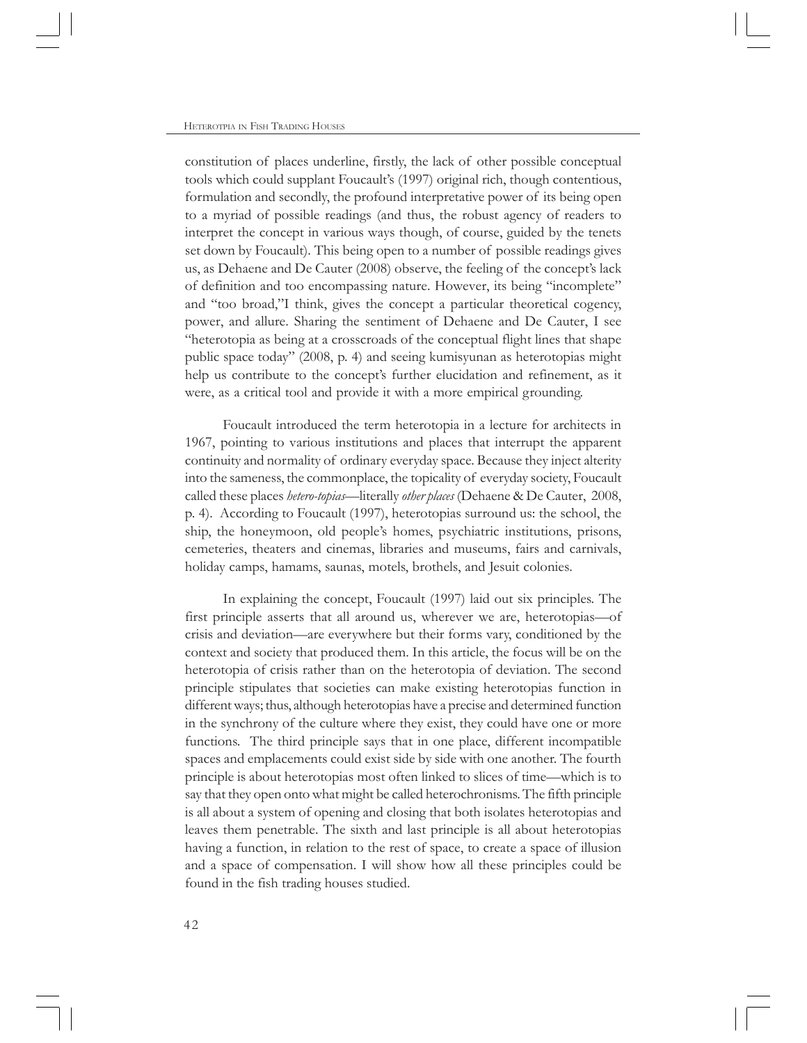constitution of places underline, firstly, the lack of other possible conceptual tools which could supplant Foucault's (1997) original rich, though contentious, formulation and secondly, the profound interpretative power of its being open to a myriad of possible readings (and thus, the robust agency of readers to interpret the concept in various ways though, of course, guided by the tenets set down by Foucault). This being open to a number of possible readings gives us, as Dehaene and De Cauter (2008) observe, the feeling of the concept's lack of definition and too encompassing nature. However, its being "incomplete" and "too broad,"I think, gives the concept a particular theoretical cogency, power, and allure. Sharing the sentiment of Dehaene and De Cauter, I see "heterotopia as being at a crosscroads of the conceptual flight lines that shape public space today" (2008, p. 4) and seeing kumisyunan as heterotopias might help us contribute to the concept's further elucidation and refinement, as it were, as a critical tool and provide it with a more empirical grounding.

Foucault introduced the term heterotopia in a lecture for architects in 1967, pointing to various institutions and places that interrupt the apparent continuity and normality of ordinary everyday space. Because they inject alterity into the sameness, the commonplace, the topicality of everyday society, Foucault called these places *hetero-topias*—literally *other places* (Dehaene & De Cauter, 2008, p. 4). According to Foucault (1997), heterotopias surround us: the school, the ship, the honeymoon, old people's homes, psychiatric institutions, prisons, cemeteries, theaters and cinemas, libraries and museums, fairs and carnivals, holiday camps, hamams, saunas, motels, brothels, and Jesuit colonies.

In explaining the concept, Foucault (1997) laid out six principles. The first principle asserts that all around us, wherever we are, heterotopias—of crisis and deviation—are everywhere but their forms vary, conditioned by the context and society that produced them. In this article, the focus will be on the heterotopia of crisis rather than on the heterotopia of deviation. The second principle stipulates that societies can make existing heterotopias function in different ways; thus, although heterotopias have a precise and determined function in the synchrony of the culture where they exist, they could have one or more functions. The third principle says that in one place, different incompatible spaces and emplacements could exist side by side with one another. The fourth principle is about heterotopias most often linked to slices of time—which is to say that they open onto what might be called heterochronisms. The fifth principle is all about a system of opening and closing that both isolates heterotopias and leaves them penetrable. The sixth and last principle is all about heterotopias having a function, in relation to the rest of space, to create a space of illusion and a space of compensation. I will show how all these principles could be found in the fish trading houses studied.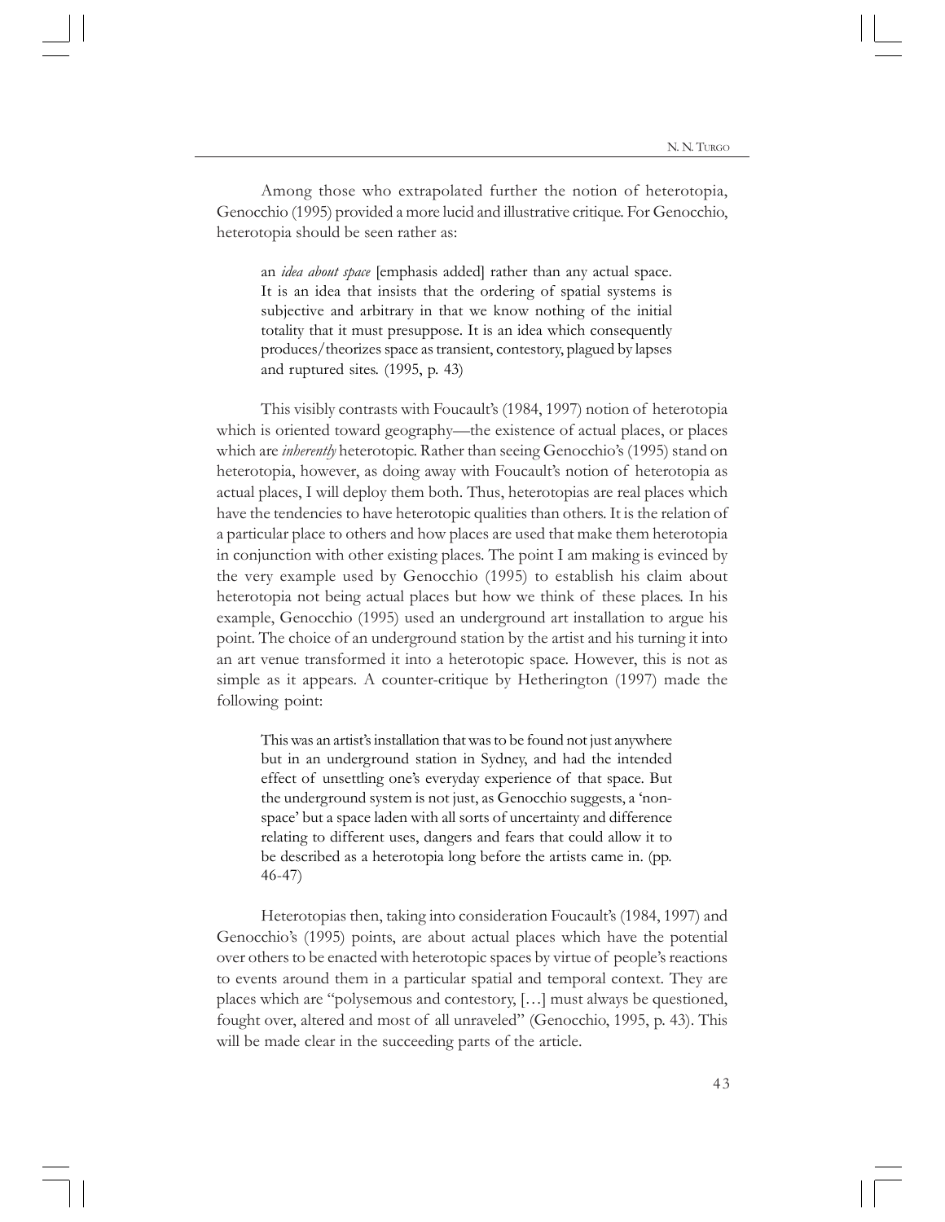Among those who extrapolated further the notion of heterotopia, Genocchio (1995) provided a more lucid and illustrative critique. For Genocchio, heterotopia should be seen rather as:

> an *idea about space* [emphasis added] rather than any actual space. It is an idea that insists that the ordering of spatial systems is subjective and arbitrary in that we know nothing of the initial totality that it must presuppose. It is an idea which consequently produces/theorizes space as transient, contestory, plagued by lapses and ruptured sites. (1995, p. 43)

This visibly contrasts with Foucault's (1984, 1997) notion of heterotopia which is oriented toward geography—the existence of actual places, or places which are *inherently* heterotopic. Rather than seeing Genocchio's (1995) stand on heterotopia, however, as doing away with Foucault's notion of heterotopia as actual places, I will deploy them both. Thus, heterotopias are real places which have the tendencies to have heterotopic qualities than others. It is the relation of a particular place to others and how places are used that make them heterotopia in conjunction with other existing places. The point I am making is evinced by the very example used by Genocchio (1995) to establish his claim about heterotopia not being actual places but how we think of these places. In his example, Genocchio (1995) used an underground art installation to argue his point. The choice of an underground station by the artist and his turning it into an art venue transformed it into a heterotopic space. However, this is not as simple as it appears. A counter-critique by Hetherington (1997) made the following point:

> This was an artist's installation that was to be found not just anywhere but in an underground station in Sydney, and had the intended effect of unsettling one's everyday experience of that space. But the underground system is not just, as Genocchio suggests, a 'non-space' but a space laden with all sorts of uncertainty and difference relating to different uses, dangers and fears that could allow it to be described as a heterotopia long before the artists came in. (pp. 46-47)

Heterotopias then, taking into consideration Foucault's (1984, 1997) and Genocchio's (1995) points, are about actual places which have the potential over others to be enacted with heterotopic spaces by virtue of people's reactions to events around them in a particular spatial and temporal context. They are places which are "polysemous and contestory, […] must always be questioned, fought over, altered and most of all unraveled" (Genocchio, 1995, p. 43). This will be made clear in the succeeding parts of the article.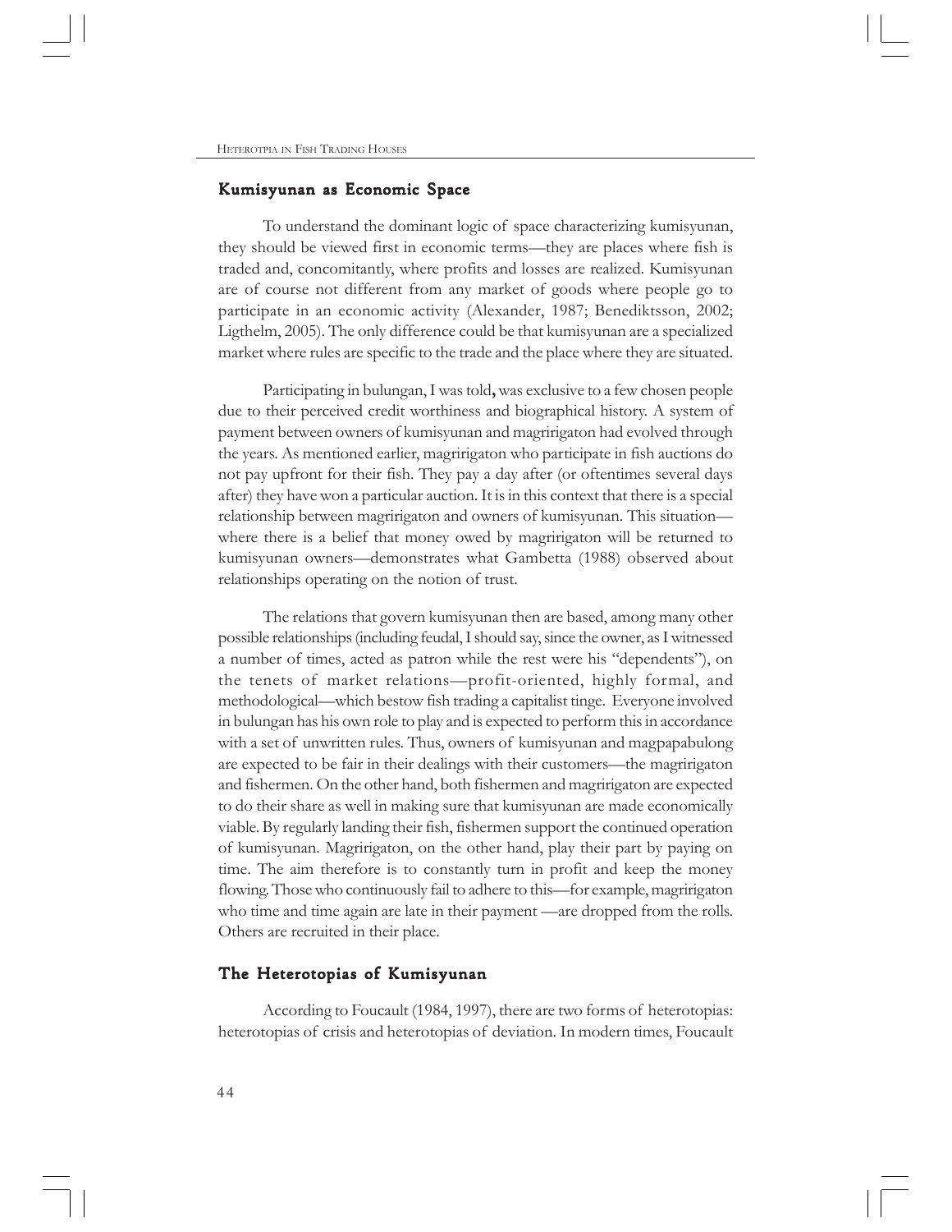## Kumisyunan as Economic Space

To understand the dominant logic of space characterizing kumisyunan, they should be viewed first in economic terms—they are places where fish is traded and, concomitantly, where profits and losses are realized. Kumisyunan are of course not different from any market of goods where people go to participate in an economic activity (Alexander, 1987; Benediktsson, 2002; Ligthelm, 2005). The only difference could be that kumisyunan are a specialized market where rules are specific to the trade and the place where they are situated.

Participating in bulungan, I was told**,** was exclusive to a few chosen people due to their perceived credit worthiness and biographical history. A system of payment between owners of kumisyunan and magririgaton had evolved through the years. As mentioned earlier, magririgaton who participate in fish auctions do not pay upfront for their fish. They pay a day after (or oftentimes several days after) they have won a particular auction. It is in this context that there is a special relationship between magririgaton and owners of kumisyunan. This situation—where there is a belief that money owed by magririgaton will be returned to kumisyunan owners—demonstrates what Gambetta (1988) observed about relationships operating on the notion of trust.

The relations that govern kumisyunan then are based, among many other possible relationships (including feudal, I should say, since the owner, as I witnessed a number of times, acted as patron while the rest were his "dependents"), on the tenets of market relations—profit-oriented, highly formal, and methodological—which bestow fish trading a capitalist tinge. Everyone involved in bulungan has his own role to play and is expected to perform this in accordance with a set of unwritten rules. Thus, owners of kumisyunan and magpapabulong are expected to be fair in their dealings with their customers—the magririgaton and fishermen. On the other hand, both fishermen and magririgaton are expected to do their share as well in making sure that kumisyunan are made economically viable. By regularly landing their fish, fishermen support the continued operation of kumisyunan. Magririgaton, on the other hand, play their part by paying on time. The aim therefore is to constantly turn in profit and keep the money flowing. Those who continuously fail to adhere to this—for example, magririgaton who time and time again are late in their payment —are dropped from the rolls. Others are recruited in their place.

## The Heterotopias of Kumisyunan

According to Foucault (1984, 1997), there are two forms of heterotopias: heterotopias of crisis and heterotopias of deviation. In modern times, Foucault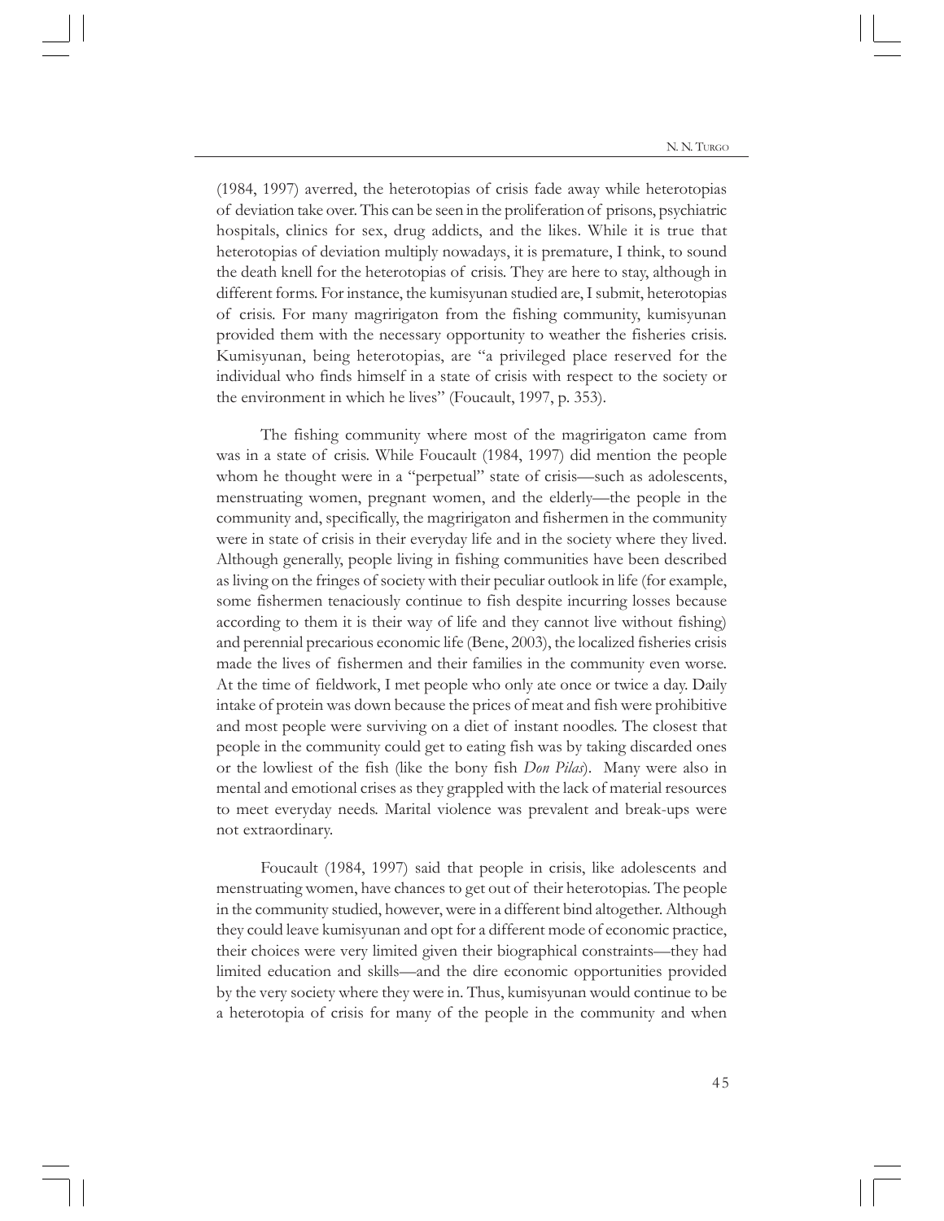(1984, 1997) averred, the heterotopias of crisis fade away while heterotopias of deviation take over. This can be seen in the proliferation of prisons, psychiatric hospitals, clinics for sex, drug addicts, and the likes. While it is true that heterotopias of deviation multiply nowadays, it is premature, I think, to sound the death knell for the heterotopias of crisis. They are here to stay, although in different forms. For instance, the kumisyunan studied are, I submit, heterotopias of crisis. For many magririgaton from the fishing community, kumisyunan provided them with the necessary opportunity to weather the fisheries crisis. Kumisyunan, being heterotopias, are "a privileged place reserved for the individual who finds himself in a state of crisis with respect to the society or the environment in which he lives" (Foucault, 1997, p. 353).

The fishing community where most of the magririgaton came from was in a state of crisis. While Foucault (1984, 1997) did mention the people whom he thought were in a "perpetual" state of crisis—such as adolescents, menstruating women, pregnant women, and the elderly—the people in the community and, specifically, the magririgaton and fishermen in the community were in state of crisis in their everyday life and in the society where they lived. Although generally, people living in fishing communities have been described as living on the fringes of society with their peculiar outlook in life (for example, some fishermen tenaciously continue to fish despite incurring losses because according to them it is their way of life and they cannot live without fishing) and perennial precarious economic life (Bene, 2003), the localized fisheries crisis made the lives of fishermen and their families in the community even worse. At the time of fieldwork, I met people who only ate once or twice a day. Daily intake of protein was down because the prices of meat and fish were prohibitive and most people were surviving on a diet of instant noodles. The closest that people in the community could get to eating fish was by taking discarded ones or the lowliest of the fish (like the bony fish *Don Pilas*). Many were also in mental and emotional crises as they grappled with the lack of material resources to meet everyday needs. Marital violence was prevalent and break-ups were not extraordinary.

Foucault (1984, 1997) said that people in crisis, like adolescents and menstruating women, have chances to get out of their heterotopias. The people in the community studied, however, were in a different bind altogether. Although they could leave kumisyunan and opt for a different mode of economic practice, their choices were very limited given their biographical constraints—they had limited education and skills—and the dire economic opportunities provided by the very society where they were in. Thus, kumisyunan would continue to be a heterotopia of crisis for many of the people in the community and when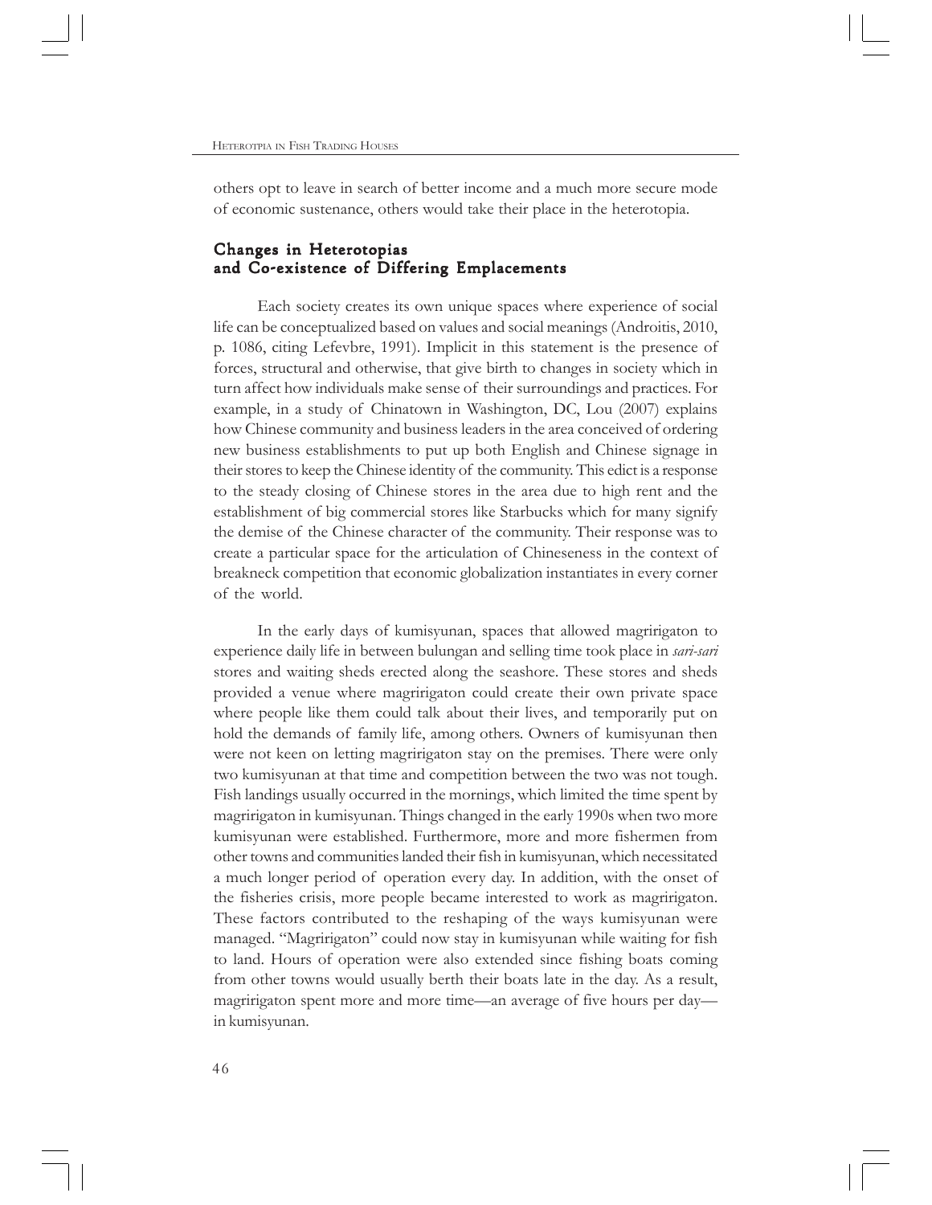others opt to leave in search of better income and a much more secure mode of economic sustenance, others would take their place in the heterotopia.

## Changes in Heterotopias and Co-existence of Differing Emplacements

Each society creates its own unique spaces where experience of social life can be conceptualized based on values and social meanings (Androitis, 2010, p. 1086, citing Lefevbre, 1991). Implicit in this statement is the presence of forces, structural and otherwise, that give birth to changes in society which in turn affect how individuals make sense of their surroundings and practices. For example, in a study of Chinatown in Washington, DC, Lou (2007) explains how Chinese community and business leaders in the area conceived of ordering new business establishments to put up both English and Chinese signage in their stores to keep the Chinese identity of the community. This edict is a response to the steady closing of Chinese stores in the area due to high rent and the establishment of big commercial stores like Starbucks which for many signify the demise of the Chinese character of the community. Their response was to create a particular space for the articulation of Chineseness in the context of breakneck competition that economic globalization instantiates in every corner of the world.

In the early days of kumisyunan, spaces that allowed magririgaton to experience daily life in between bulungan and selling time took place in *sari-sari* stores and waiting sheds erected along the seashore. These stores and sheds provided a venue where magririgaton could create their own private space where people like them could talk about their lives, and temporarily put on hold the demands of family life, among others. Owners of kumisyunan then were not keen on letting magririgaton stay on the premises. There were only two kumisyunan at that time and competition between the two was not tough. Fish landings usually occurred in the mornings, which limited the time spent by magririgaton in kumisyunan. Things changed in the early 1990s when two more kumisyunan were established. Furthermore, more and more fishermen from other towns and communities landed their fish in kumisyunan, which necessitated a much longer period of operation every day. In addition, with the onset of the fisheries crisis, more people became interested to work as magririgaton. These factors contributed to the reshaping of the ways kumisyunan were managed. "Magririgaton" could now stay in kumisyunan while waiting for fish to land. Hours of operation were also extended since fishing boats coming from other towns would usually berth their boats late in the day. As a result, magririgaton spent more and more time—an average of five hours per day—in kumisyunan.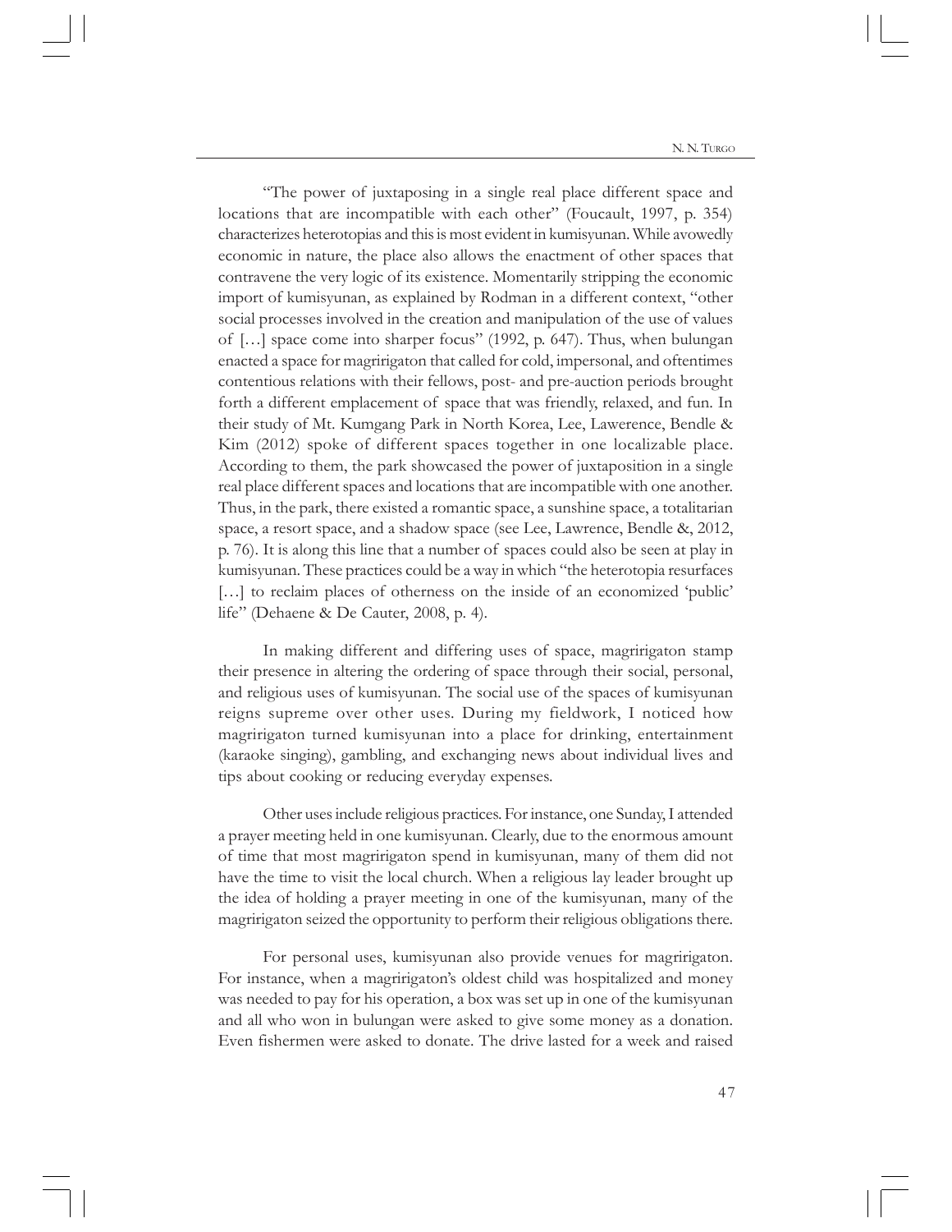"The power of juxtaposing in a single real place different space and locations that are incompatible with each other" (Foucault, 1997, p. 354) characterizes heterotopias and this is most evident in kumisyunan. While avowedly economic in nature, the place also allows the enactment of other spaces that contravene the very logic of its existence. Momentarily stripping the economic import of kumisyunan, as explained by Rodman in a different context, "other social processes involved in the creation and manipulation of the use of values of […] space come into sharper focus" (1992, p. 647). Thus, when bulungan enacted a space for magririgaton that called for cold, impersonal, and oftentimes contentious relations with their fellows, post- and pre-auction periods brought forth a different emplacement of space that was friendly, relaxed, and fun. In their study of Mt. Kumgang Park in North Korea, Lee, Lawerence, Bendle & Kim (2012) spoke of different spaces together in one localizable place. According to them, the park showcased the power of juxtaposition in a single real place different spaces and locations that are incompatible with one another. Thus, in the park, there existed a romantic space, a sunshine space, a totalitarian space, a resort space, and a shadow space (see Lee, Lawrence, Bendle &, 2012, p. 76). It is along this line that a number of spaces could also be seen at play in kumisyunan. These practices could be a way in which "the heterotopia resurfaces […] to reclaim places of otherness on the inside of an economized 'public' life" (Dehaene & De Cauter, 2008, p. 4).

In making different and differing uses of space, magririgaton stamp their presence in altering the ordering of space through their social, personal, and religious uses of kumisyunan. The social use of the spaces of kumisyunan reigns supreme over other uses. During my fieldwork, I noticed how magririgaton turned kumisyunan into a place for drinking, entertainment (karaoke singing), gambling, and exchanging news about individual lives and tips about cooking or reducing everyday expenses.

Other uses include religious practices. For instance, one Sunday, I attended a prayer meeting held in one kumisyunan. Clearly, due to the enormous amount of time that most magririgaton spend in kumisyunan, many of them did not have the time to visit the local church. When a religious lay leader brought up the idea of holding a prayer meeting in one of the kumisyunan, many of the magririgaton seized the opportunity to perform their religious obligations there.

For personal uses, kumisyunan also provide venues for magririgaton. For instance, when a magririgaton's oldest child was hospitalized and money was needed to pay for his operation, a box was set up in one of the kumisyunan and all who won in bulungan were asked to give some money as a donation. Even fishermen were asked to donate. The drive lasted for a week and raised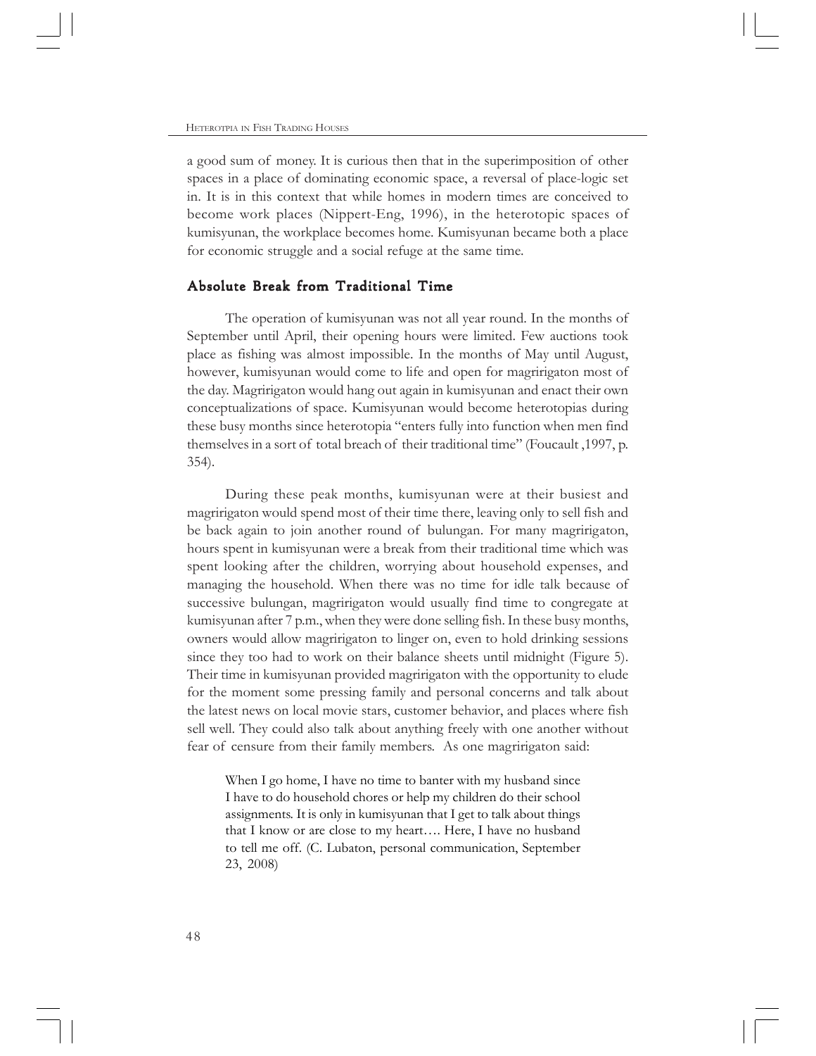a good sum of money. It is curious then that in the superimposition of other spaces in a place of dominating economic space, a reversal of place-logic set in. It is in this context that while homes in modern times are conceived to become work places (Nippert-Eng, 1996), in the heterotopic spaces of kumisyunan, the workplace becomes home. Kumisyunan became both a place for economic struggle and a social refuge at the same time.

## Absolute Break from Traditional Time

The operation of kumisyunan was not all year round. In the months of September until April, their opening hours were limited. Few auctions took place as fishing was almost impossible. In the months of May until August, however, kumisyunan would come to life and open for magririgaton most of the day. Magririgaton would hang out again in kumisyunan and enact their own conceptualizations of space. Kumisyunan would become heterotopias during these busy months since heterotopia "enters fully into function when men find themselves in a sort of total breach of their traditional time" (Foucault ,1997, p. 354).

During these peak months, kumisyunan were at their busiest and magririgaton would spend most of their time there, leaving only to sell fish and be back again to join another round of bulungan. For many magririgaton, hours spent in kumisyunan were a break from their traditional time which was spent looking after the children, worrying about household expenses, and managing the household. When there was no time for idle talk because of successive bulungan, magririgaton would usually find time to congregate at kumisyunan after 7 p.m., when they were done selling fish. In these busy months, owners would allow magririgaton to linger on, even to hold drinking sessions since they too had to work on their balance sheets until midnight (Figure 5). Their time in kumisyunan provided magririgaton with the opportunity to elude for the moment some pressing family and personal concerns and talk about the latest news on local movie stars, customer behavior, and places where fish sell well. They could also talk about anything freely with one another without fear of censure from their family members. As one magririgaton said:

> When I go home, I have no time to banter with my husband since I have to do household chores or help my children do their school assignments. It is only in kumisyunan that I get to talk about things that I know or are close to my heart…. Here, I have no husband to tell me off. (C. Lubaton, personal communication, September 23, 2008)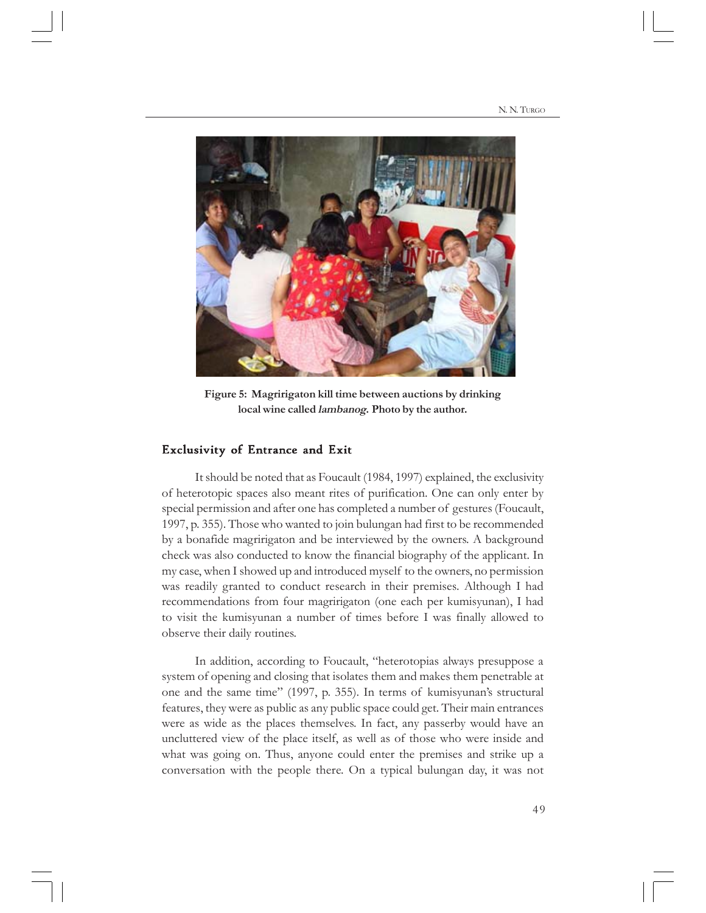Figure 5: Magririgaton kill time between auctions by drinking local wine called *lambanog*. Photo by the author.

## Exclusivity of Entrance and Exit

It should be noted that as Foucault (1984, 1997) explained, the exclusivity of heterotopic spaces also meant rites of purification. One can only enter by special permission and after one has completed a number of gestures (Foucault, 1997, p. 355). Those who wanted to join bulungan had first to be recommended by a bonafide magririgaton and be interviewed by the owners. A background check was also conducted to know the financial biography of the applicant. In my case, when I showed up and introduced myself to the owners, no permission was readily granted to conduct research in their premises. Although I had recommendations from four magririgaton (one each per kumisyunan), I had to visit the kumisyunan a number of times before I was finally allowed to observe their daily routines.

In addition, according to Foucault, "heterotopias always presuppose a system of opening and closing that isolates them and makes them penetrable at one and the same time" (1997, p. 355). In terms of kumisyunan's structural features, they were as public as any public space could get. Their main entrances were as wide as the places themselves. In fact, any passerby would have an uncluttered view of the place itself, as well as of those who were inside and what was going on. Thus, anyone could enter the premises and strike up a conversation with the people there. On a typical bulungan day, it was not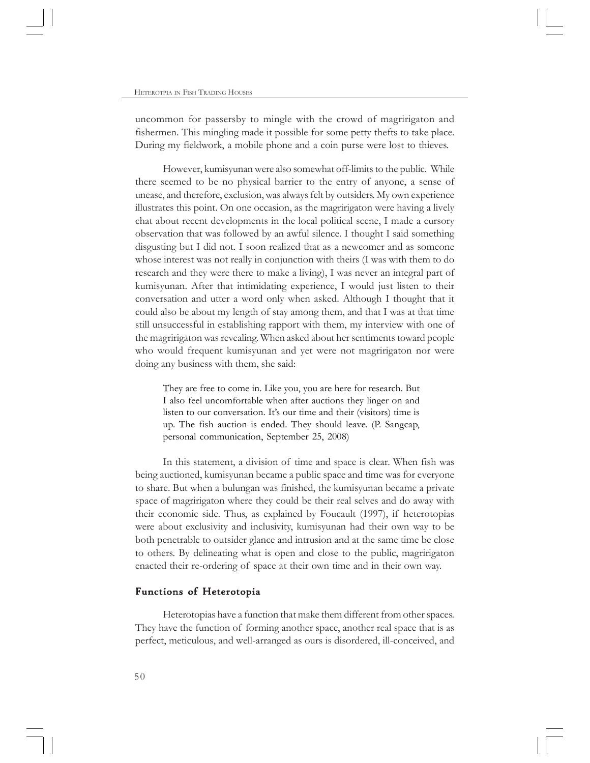uncommon for passersby to mingle with the crowd of magririgaton and fishermen. This mingling made it possible for some petty thefts to take place. During my fieldwork, a mobile phone and a coin purse were lost to thieves.

However, kumisyunan were also somewhat off-limits to the public. While there seemed to be no physical barrier to the entry of anyone, a sense of unease, and therefore, exclusion, was always felt by outsiders. My own experience illustrates this point. On one occasion, as the magririgaton were having a lively chat about recent developments in the local political scene, I made a cursory observation that was followed by an awful silence. I thought I said something disgusting but I did not. I soon realized that as a newcomer and as someone whose interest was not really in conjunction with theirs (I was with them to do research and they were there to make a living), I was never an integral part of kumisyunan. After that intimidating experience, I would just listen to their conversation and utter a word only when asked. Although I thought that it could also be about my length of stay among them, and that I was at that time still unsuccessful in establishing rapport with them, my interview with one of the magririgaton was revealing. When asked about her sentiments toward people who would frequent kumisyunan and yet were not magririgaton nor were doing any business with them, she said:

> They are free to come in. Like you, you are here for research. But I also feel uncomfortable when after auctions they linger on and listen to our conversation. It's our time and their (visitors) time is up. The fish auction is ended. They should leave. (P. Sangcap, personal communication, September 25, 2008)

In this statement, a division of time and space is clear. When fish was being auctioned, kumisyunan became a public space and time was for everyone to share. But when a bulungan was finished, the kumisyunan became a private space of magririgaton where they could be their real selves and do away with their economic side. Thus, as explained by Foucault (1997), if heterotopias were about exclusivity and inclusivity, kumisyunan had their own way to be both penetrable to outsider glance and intrusion and at the same time be close to others. By delineating what is open and close to the public, magririgaton enacted their re-ordering of space at their own time and in their own way.

### Functions of Heterotopia

Heterotopias have a function that make them different from other spaces. They have the function of forming another space, another real space that is as perfect, meticulous, and well-arranged as ours is disordered, ill-conceived, and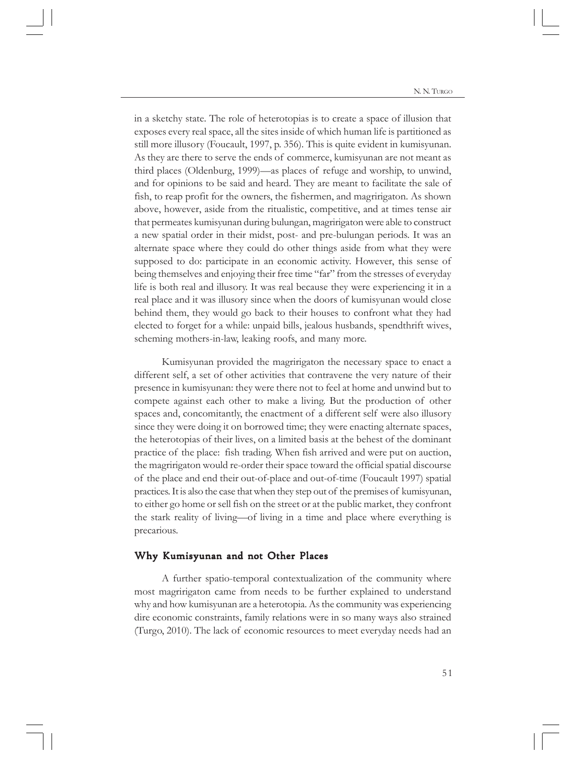in a sketchy state. The role of heterotopias is to create a space of illusion that exposes every real space, all the sites inside of which human life is partitioned as still more illusory (Foucault, 1997, p. 356). This is quite evident in kumisyunan. As they are there to serve the ends of commerce, kumisyunan are not meant as third places (Oldenburg, 1999)—as places of refuge and worship, to unwind, and for opinions to be said and heard. They are meant to facilitate the sale of fish, to reap profit for the owners, the fishermen, and magririgaton. As shown above, however, aside from the ritualistic, competitive, and at times tense air that permeates kumisyunan during bulungan, magririgaton were able to construct a new spatial order in their midst, post- and pre-bulungan periods. It was an alternate space where they could do other things aside from what they were supposed to do: participate in an economic activity. However, this sense of being themselves and enjoying their free time "far" from the stresses of everyday life is both real and illusory. It was real because they were experiencing it in a real place and it was illusory since when the doors of kumisyunan would close behind them, they would go back to their houses to confront what they had elected to forget for a while: unpaid bills, jealous husbands, spendthrift wives, scheming mothers-in-law, leaking roofs, and many more.

Kumisyunan provided the magririgaton the necessary space to enact a different self, a set of other activities that contravene the very nature of their presence in kumisyunan: they were there not to feel at home and unwind but to compete against each other to make a living. But the production of other spaces and, concomitantly, the enactment of a different self were also illusory since they were doing it on borrowed time; they were enacting alternate spaces, the heterotopias of their lives, on a limited basis at the behest of the dominant practice of the place: fish trading. When fish arrived and were put on auction, the magririgaton would re-order their space toward the official spatial discourse of the place and end their out-of-place and out-of-time (Foucault 1997) spatial practices. It is also the case that when they step out of the premises of kumisyunan, to either go home or sell fish on the street or at the public market, they confront the stark reality of living—of living in a time and place where everything is precarious.

## Why Kumisyunan and not Other Places

A further spatio-temporal contextualization of the community where most magririgaton came from needs to be further explained to understand why and how kumisyunan are a heterotopia. As the community was experiencing dire economic constraints, family relations were in so many ways also strained (Turgo, 2010). The lack of economic resources to meet everyday needs had an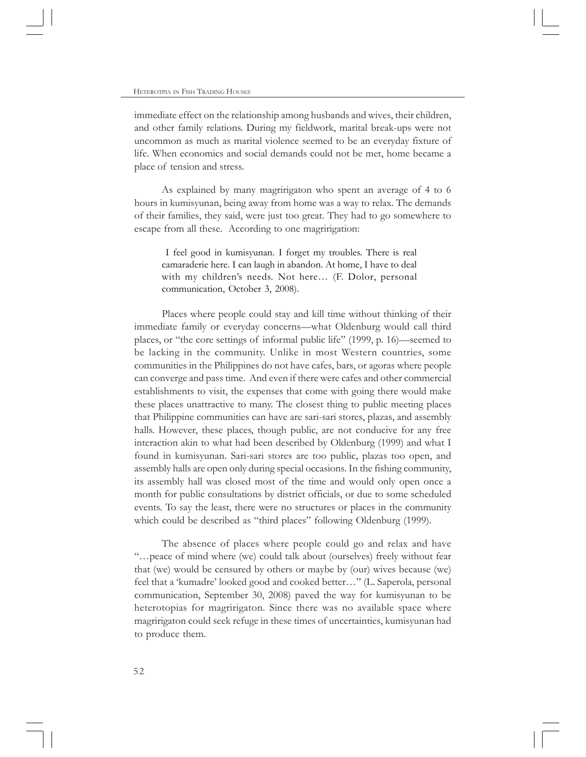immediate effect on the relationship among husbands and wives, their children, and other family relations. During my fieldwork, marital break-ups were not uncommon as much as marital violence seemed to be an everyday fixture of life. When economics and social demands could not be met, home became a place of tension and stress.

As explained by many magririgaton who spent an average of 4 to 6 hours in kumisyunan, being away from home was a way to relax. The demands of their families, they said, were just too great. They had to go somewhere to escape from all these. According to one magririgation:

> I feel good in kumisyunan. I forget my troubles. There is real camaraderie here. I can laugh in abandon. At home, I have to deal with my children's needs. Not here… (F. Dolor, personal communication, October 3, 2008).

Places where people could stay and kill time without thinking of their immediate family or everyday concerns—what Oldenburg would call third places, or "the core settings of informal public life" (1999, p. 16)—seemed to be lacking in the community. Unlike in most Western countries, some communities in the Philippines do not have cafes, bars, or agoras where people can converge and pass time. And even if there were cafes and other commercial establishments to visit, the expenses that come with going there would make these places unattractive to many. The closest thing to public meeting places that Philippine communities can have are sari-sari stores, plazas, and assembly halls. However, these places, though public, are not conducive for any free interaction akin to what had been described by Oldenburg (1999) and what I found in kumisyunan. Sari-sari stores are too public, plazas too open, and assembly halls are open only during special occasions. In the fishing community, its assembly hall was closed most of the time and would only open once a month for public consultations by district officials, or due to some scheduled events. To say the least, there were no structures or places in the community which could be described as "third places" following Oldenburg (1999).

The absence of places where people could go and relax and have "…peace of mind where (we) could talk about (ourselves) freely without fear that (we) would be censured by others or maybe by (our) wives because (we) feel that a 'kumadre' looked good and cooked better…" (L. Saperola, personal communication, September 30, 2008) paved the way for kumisyunan to be heterotopias for magririgaton. Since there was no available space where magririgaton could seek refuge in these times of uncertainties, kumisyunan had to produce them.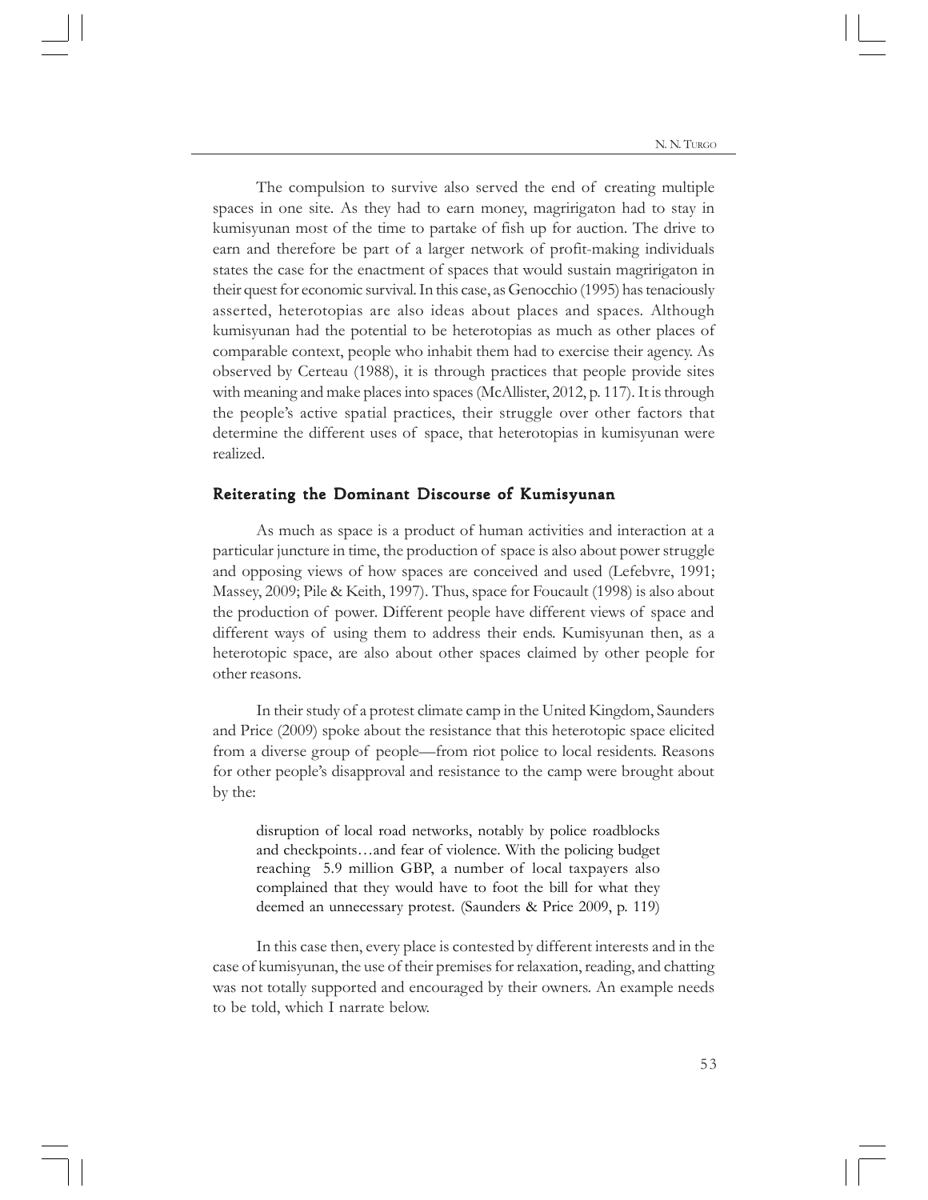The compulsion to survive also served the end of creating multiple spaces in one site. As they had to earn money, magririgaton had to stay in kumisyunan most of the time to partake of fish up for auction. The drive to earn and therefore be part of a larger network of profit-making individuals states the case for the enactment of spaces that would sustain magririgaton in their quest for economic survival. In this case, as Genocchio (1995) has tenaciously asserted, heterotopias are also ideas about places and spaces. Although kumisyunan had the potential to be heterotopias as much as other places of comparable context, people who inhabit them had to exercise their agency. As observed by Certeau (1988), it is through practices that people provide sites with meaning and make places into spaces (McAllister, 2012, p. 117). It is through the people's active spatial practices, their struggle over other factors that determine the different uses of space, that heterotopias in kumisyunan were realized.

## Reiterating the Dominant Discourse of Kumisyunan

As much as space is a product of human activities and interaction at a particular juncture in time, the production of space is also about power struggle and opposing views of how spaces are conceived and used (Lefebvre, 1991; Massey, 2009; Pile & Keith, 1997). Thus, space for Foucault (1998) is also about the production of power. Different people have different views of space and different ways of using them to address their ends. Kumisyunan then, as a heterotopic space, are also about other spaces claimed by other people for other reasons.

In their study of a protest climate camp in the United Kingdom, Saunders and Price (2009) spoke about the resistance that this heterotopic space elicited from a diverse group of people—from riot police to local residents. Reasons for other people's disapproval and resistance to the camp were brought about by the:

> disruption of local road networks, notably by police roadblocks and checkpoints…and fear of violence. With the policing budget reaching 5.9 million GBP, a number of local taxpayers also complained that they would have to foot the bill for what they deemed an unnecessary protest. (Saunders & Price 2009, p. 119)

In this case then, every place is contested by different interests and in the case of kumisyunan, the use of their premises for relaxation, reading, and chatting was not totally supported and encouraged by their owners. An example needs to be told, which I narrate below.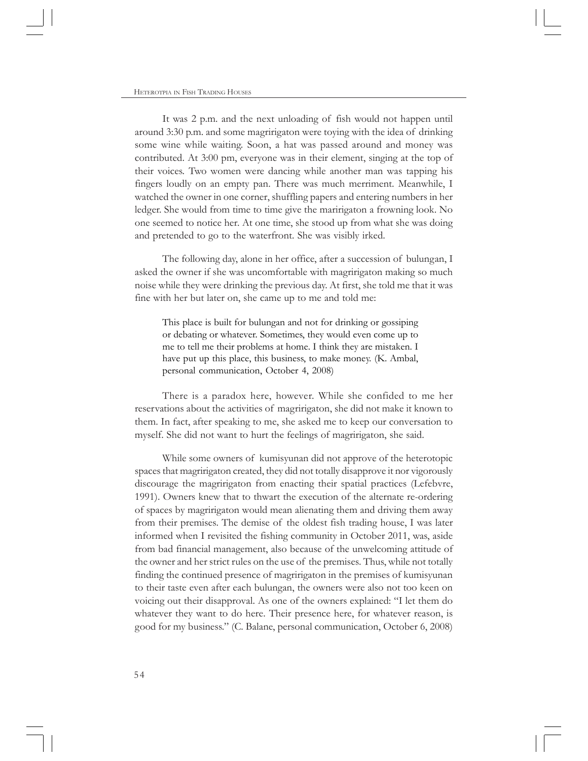It was 2 p.m. and the next unloading of fish would not happen until around 3:30 p.m. and some magririgaton were toying with the idea of drinking some wine while waiting. Soon, a hat was passed around and money was contributed. At 3:00 pm, everyone was in their element, singing at the top of their voices. Two women were dancing while another man was tapping his fingers loudly on an empty pan. There was much merriment. Meanwhile, I watched the owner in one corner, shuffling papers and entering numbers in her ledger. She would from time to time give the maririgaton a frowning look. No one seemed to notice her. At one time, she stood up from what she was doing and pretended to go to the waterfront. She was visibly irked.

The following day, alone in her office, after a succession of bulungan, I asked the owner if she was uncomfortable with magririgaton making so much noise while they were drinking the previous day. At first, she told me that it was fine with her but later on, she came up to me and told me:

> This place is built for bulungan and not for drinking or gossiping or debating or whatever. Sometimes, they would even come up to me to tell me their problems at home. I think they are mistaken. I have put up this place, this business, to make money. (K. Ambal, personal communication, October 4, 2008)

There is a paradox here, however. While she confided to me her reservations about the activities of magririgaton, she did not make it known to them. In fact, after speaking to me, she asked me to keep our conversation to myself. She did not want to hurt the feelings of magririgaton, she said.

While some owners of kumisyunan did not approve of the heterotopic spaces that magririgaton created, they did not totally disapprove it nor vigorously discourage the magririgaton from enacting their spatial practices (Lefebvre, 1991). Owners knew that to thwart the execution of the alternate re-ordering of spaces by magririgaton would mean alienating them and driving them away from their premises. The demise of the oldest fish trading house, I was later informed when I revisited the fishing community in October 2011, was, aside from bad financial management, also because of the unwelcoming attitude of the owner and her strict rules on the use of the premises. Thus, while not totally finding the continued presence of magririgaton in the premises of kumisyunan to their taste even after each bulungan, the owners were also not too keen on voicing out their disapproval. As one of the owners explained: "I let them do whatever they want to do here. Their presence here, for whatever reason, is good for my business." (C. Balane, personal communication, October 6, 2008)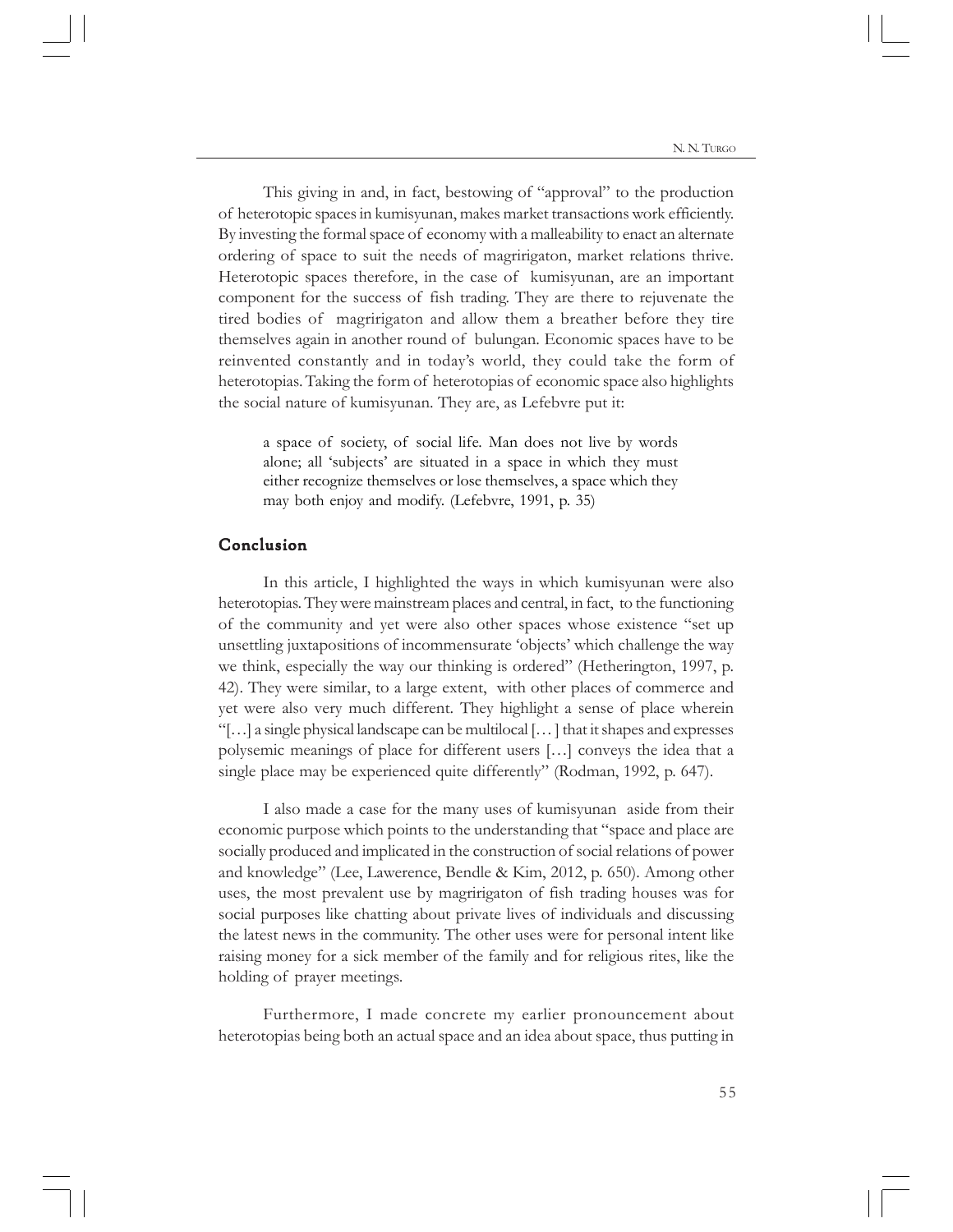This giving in and, in fact, bestowing of "approval" to the production of heterotopic spaces in kumisyunan, makes market transactions work efficiently. By investing the formal space of economy with a malleability to enact an alternate ordering of space to suit the needs of magririgaton, market relations thrive. Heterotopic spaces therefore, in the case of kumisyunan, are an important component for the success of fish trading. They are there to rejuvenate the tired bodies of magririgaton and allow them a breather before they tire themselves again in another round of bulungan. Economic spaces have to be reinvented constantly and in today's world, they could take the form of heterotopias. Taking the form of heterotopias of economic space also highlights the social nature of kumisyunan. They are, as Lefebvre put it:

> a space of society, of social life. Man does not live by words alone; all 'subjects' are situated in a space in which they must either recognize themselves or lose themselves, a space which they may both enjoy and modify. (Lefebvre, 1991, p. 35)

## Conclusion

In this article, I highlighted the ways in which kumisyunan were also heterotopias. They were mainstream places and central, in fact, to the functioning of the community and yet were also other spaces whose existence "set up unsettling juxtapositions of incommensurate 'objects' which challenge the way we think, especially the way our thinking is ordered" (Hetherington, 1997, p. 42). They were similar, to a large extent, with other places of commerce and yet were also very much different. They highlight a sense of place wherein "[…] a single physical landscape can be multilocal [… ] that it shapes and expresses polysemic meanings of place for different users […] conveys the idea that a single place may be experienced quite differently" (Rodman, 1992, p. 647).

I also made a case for the many uses of kumisyunan aside from their economic purpose which points to the understanding that "space and place are socially produced and implicated in the construction of social relations of power and knowledge" (Lee, Lawerence, Bendle & Kim, 2012, p. 650). Among other uses, the most prevalent use by magririgaton of fish trading houses was for social purposes like chatting about private lives of individuals and discussing the latest news in the community. The other uses were for personal intent like raising money for a sick member of the family and for religious rites, like the holding of prayer meetings.

Furthermore, I made concrete my earlier pronouncement about heterotopias being both an actual space and an idea about space, thus putting in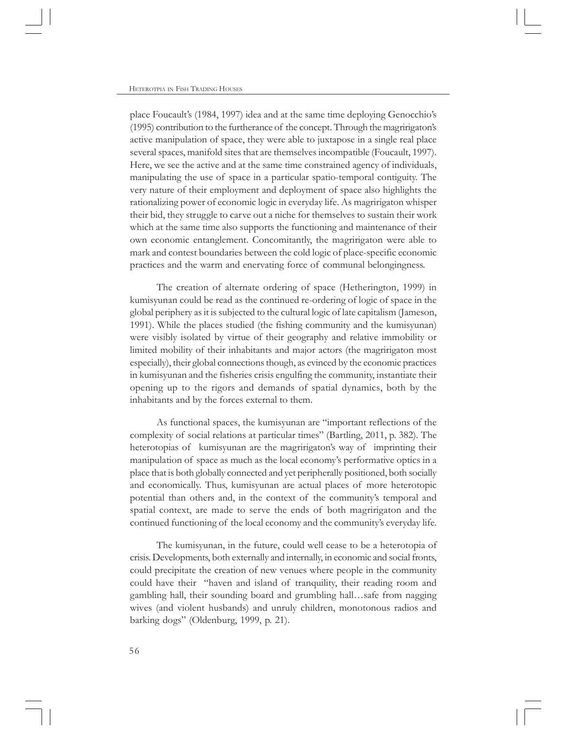place Foucault's (1984, 1997) idea and at the same time deploying Genocchio's (1995) contribution to the furtherance of the concept. Through the magririgaton's active manipulation of space, they were able to juxtapose in a single real place several spaces, manifold sites that are themselves incompatible (Foucault, 1997). Here, we see the active and at the same time constrained agency of individuals, manipulating the use of space in a particular spatio-temporal contiguity. The very nature of their employment and deployment of space also highlights the rationalizing power of economic logic in everyday life. As magririgaton whisper their bid, they struggle to carve out a niche for themselves to sustain their work which at the same time also supports the functioning and maintenance of their own economic entanglement. Concomitantly, the magririgaton were able to mark and contest boundaries between the cold logic of place-specific economic practices and the warm and enervating force of communal belongingness.

The creation of alternate ordering of space (Hetherington, 1999) in kumisyunan could be read as the continued re-ordering of logic of space in the global periphery as it is subjected to the cultural logic of late capitalism (Jameson, 1991). While the places studied (the fishing community and the kumisyunan) were visibly isolated by virtue of their geography and relative immobility or limited mobility of their inhabitants and major actors (the magririgaton most especially), their global connections though, as evinced by the economic practices in kumisyunan and the fisheries crisis engulfing the community, instantiate their opening up to the rigors and demands of spatial dynamics, both by the inhabitants and by the forces external to them.

As functional spaces, the kumisyunan are "important reflections of the complexity of social relations at particular times" (Bartling, 2011, p. 382). The heterotopias of kumisyunan are the magririgaton's way of imprinting their manipulation of space as much as the local economy's performative optics in a place that is both globally connected and yet peripherally positioned, both socially and economically. Thus, kumisyunan are actual places of more heterotopic potential than others and, in the context of the community's temporal and spatial context, are made to serve the ends of both magririgaton and the continued functioning of the local economy and the community's everyday life.

The kumisyunan, in the future, could well cease to be a heterotopia of crisis. Developments, both externally and internally, in economic and social fronts, could precipitate the creation of new venues where people in the community could have their "haven and island of tranquility, their reading room and gambling hall, their sounding board and grumbling hall…safe from nagging wives (and violent husbands) and unruly children, monotonous radios and barking dogs" (Oldenburg, 1999, p. 21).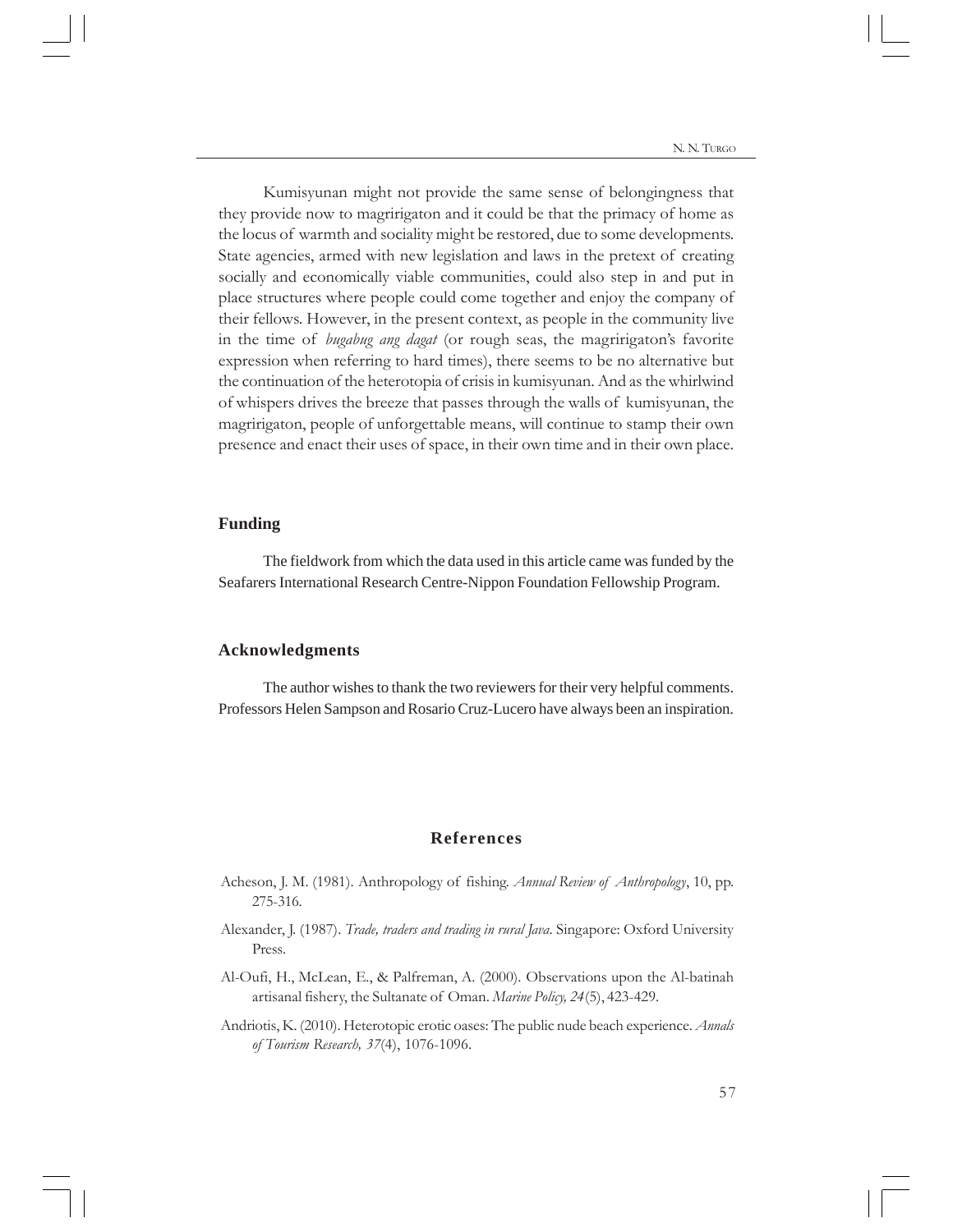Kumisyunan might not provide the same sense of belongingness that they provide now to magririgaton and it could be that the primacy of home as the locus of warmth and sociality might be restored, due to some developments. State agencies, armed with new legislation and laws in the pretext of creating socially and economically viable communities, could also step in and put in place structures where people could come together and enjoy the company of their fellows. However, in the present context, as people in the community live in the time of *bugabug ang dagat* (or rough seas, the magririgaton's favorite expression when referring to hard times), there seems to be no alternative but the continuation of the heterotopia of crisis in kumisyunan. And as the whirlwind of whispers drives the breeze that passes through the walls of kumisyunan, the magririgaton, people of unforgettable means, will continue to stamp their own presence and enact their uses of space, in their own time and in their own place.

## Funding

The fieldwork from which the data used in this article came was funded by the Seafarers International Research Centre-Nippon Foundation Fellowship Program.

## Acknowledgments

The author wishes to thank the two reviewers for their very helpful comments. Professors Helen Sampson and Rosario Cruz-Lucero have always been an inspiration.

## References

Acheson, J. M. (1981). Anthropology of fishing. *Annual Review of Anthropology*, 10, pp. 275-316.

Alexander, J. (1987). *Trade, traders and trading in rural Java*. Singapore: Oxford University Press.

Al-Oufi, H., McLean, E., & Palfreman, A. (2000). Observations upon the Al-batinah artisanal fishery, the Sultanate of Oman. *Marine Policy, 24*(5), 423-429.

Andriotis, K. (2010). Heterotopic erotic oases: The public nude beach experience. *Annals of Tourism Research, 37*(4), 1076-1096.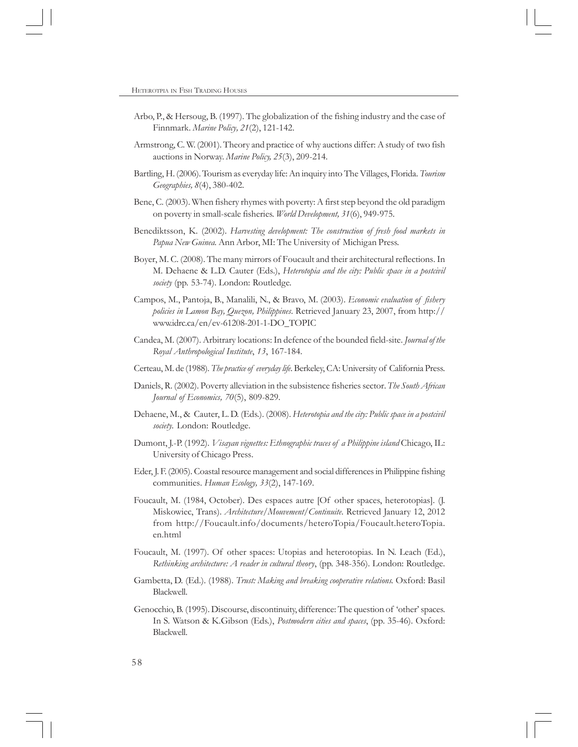Arbo, P., & Hersoug, B. (1997). The globalization of the fishing industry and the case of Finnmark. *Marine Policy, 21*(2), 121-142.

Armstrong, C. W. (2001). Theory and practice of why auctions differ: A study of two fish auctions in Norway. *Marine Policy, 25*(3), 209-214.

Bartling, H. (2006). Tourism as everyday life: An inquiry into The Villages, Florida. *Tourism Geographies, 8*(4), 380-402.

Bene, C. (2003). When fishery rhymes with poverty: A first step beyond the old paradigm on poverty in small-scale fisheries. *World Development, 31*(6), 949-975.

Benediktsson, K. (2002). *Harvesting development: The construction of fresh food markets in Papua New Guinea.* Ann Arbor, MI: The University of Michigan Press.

Boyer, M. C. (2008). The many mirrors of Foucault and their architectural reflections. In M. Dehaene & L.D. Cauter (Eds.), *Heterotopia and the city: Public space in a postcivil society* (pp. 53-74). London: Routledge.

Campos, M., Pantoja, B., Manalili, N., & Bravo, M. (2003). *Economic evaluation of fishery policies in Lamon Bay, Quezon, Philippines*. Retrieved January 23, 2007, from http://www.idrc.ca/en/ev-61208-201-1-DO_TOPIC

Candea, M. (2007). Arbitrary locations: In defence of the bounded field-site. *Journal of the Royal Anthropological Institute*, *13*, 167-184.

Certeau, M. de (1988). *The practice of everyday life*. Berkeley, CA: University of California Press.

Daniels, R. (2002). Poverty alleviation in the subsistence fisheries sector. *The South African Journal of Economics, 70*(5), 809-829.

Dehaene, M., & Cauter, L. D. (Eds.). (2008). *Heterotopia and the city: Public space in a postcivil society.* London: Routledge.

Dumont, J.-P. (1992). *Visayan vignettes: Ethnographic traces of a Philippine island* Chicago, IL: University of Chicago Press.

Eder, J. F. (2005). Coastal resource management and social differences in Philippine fishing communities. *Human Ecology, 33*(2), 147-169.

Foucault, M. (1984, October). Des espaces autre [Of other spaces, heterotopias]. (J. Miskowiec, Trans). *Architecture/Mouvement/Continuite.* Retrieved January 12, 2012 from http://Foucault.info/documents/heteroTopia/Foucault.heteroTopia.en.html

Foucault, M. (1997). Of other spaces: Utopias and heterotopias. In N. Leach (Ed.), *Rethinking architecture: A reader in cultural theory*, (pp. 348-356). London: Routledge.

Gambetta, D. (Ed.). (1988). *Trust: Making and breaking cooperative relations.* Oxford: Basil Blackwell.

Genocchio, B. (1995). Discourse, discontinuity, difference: The question of 'other' spaces. In S. Watson & K.Gibson (Eds.), *Postmodern cities and spaces*, (pp. 35-46). Oxford: Blackwell.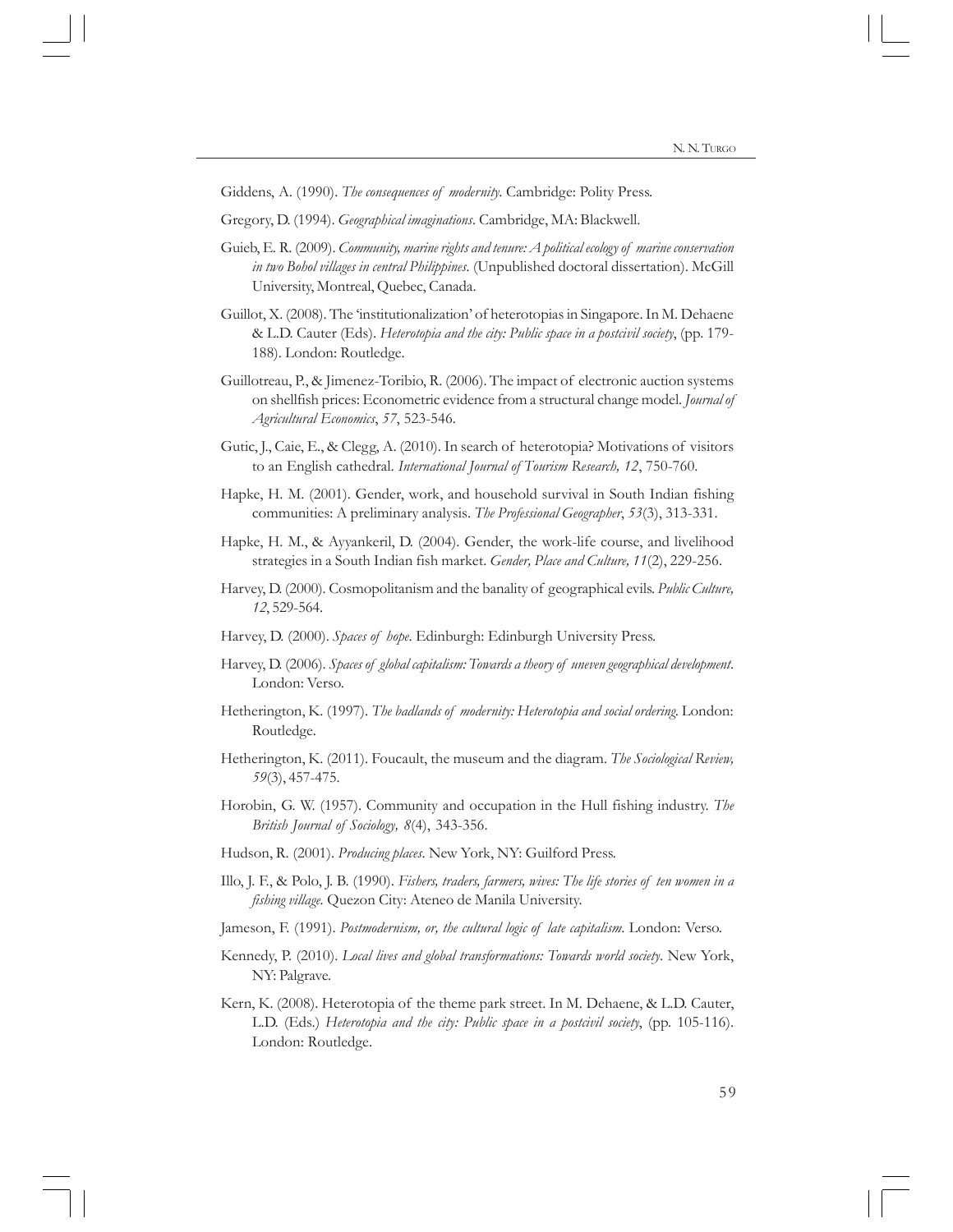Giddens, A. (1990). *The consequences of modernity*. Cambridge: Polity Press.

Gregory, D. (1994). *Geographical imaginations*. Cambridge, MA: Blackwell.

Guieb, E. R. (2009). *Community, marine rights and tenure: A political ecology of marine conservation in two Bohol villages in central Philippines*. (Unpublished doctoral dissertation). McGill University, Montreal, Quebec, Canada.

Guillot, X. (2008). The 'institutionalization' of heterotopias in Singapore. In M. Dehaene & L.D. Cauter (Eds). *Heterotopia and the city: Public space in a postcivil society*, (pp. 179-188). London: Routledge.

Guillotreau, P., & Jimenez-Toribio, R. (2006). The impact of electronic auction systems on shellfish prices: Econometric evidence from a structural change model. *Journal of Agricultural Economics*, *57*, 523-546.

Gutic, J., Caie, E., & Clegg, A. (2010). In search of heterotopia? Motivations of visitors to an English cathedral. *International Journal of Tourism Research, 12*, 750-760.

Hapke, H. M. (2001). Gender, work, and household survival in South Indian fishing communities: A preliminary analysis. *The Professional Geographer*, *53*(3), 313-331.

Hapke, H. M., & Ayyankeril, D. (2004). Gender, the work-life course, and livelihood strategies in a South Indian fish market. *Gender, Place and Culture, 11*(2), 229-256.

Harvey, D. (2000). Cosmopolitanism and the banality of geographical evils. *Public Culture, 12*, 529-564.

Harvey, D. (2000). *Spaces of hope*. Edinburgh: Edinburgh University Press.

Harvey, D. (2006). *Spaces of global capitalism: Towards a theory of uneven geographical development*. London: Verso.

Hetherington, K. (1997). *The badlands of modernity: Heterotopia and social ordering*. London: Routledge.

Hetherington, K. (2011). Foucault, the museum and the diagram. *The Sociological Review, 59*(3), 457-475.

Horobin, G. W. (1957). Community and occupation in the Hull fishing industry. *The British Journal of Sociology, 8*(4), 343-356.

Hudson, R. (2001). *Producing places*. New York, NY: Guilford Press.

Illo, J. F., & Polo, J. B. (1990). *Fishers, traders, farmers, wives: The life stories of ten women in a fishing village*. Quezon City: Ateneo de Manila University.

Jameson, F. (1991). *Postmodernism, or, the cultural logic of late capitalism*. London: Verso.

Kennedy, P. (2010). *Local lives and global transformations: Towards world society*. New York, NY: Palgrave.

Kern, K. (2008). Heterotopia of the theme park street. In M. Dehaene, & L.D. Cauter, L.D. (Eds.) *Heterotopia and the city: Public space in a postcivil society*, (pp. 105-116). London: Routledge.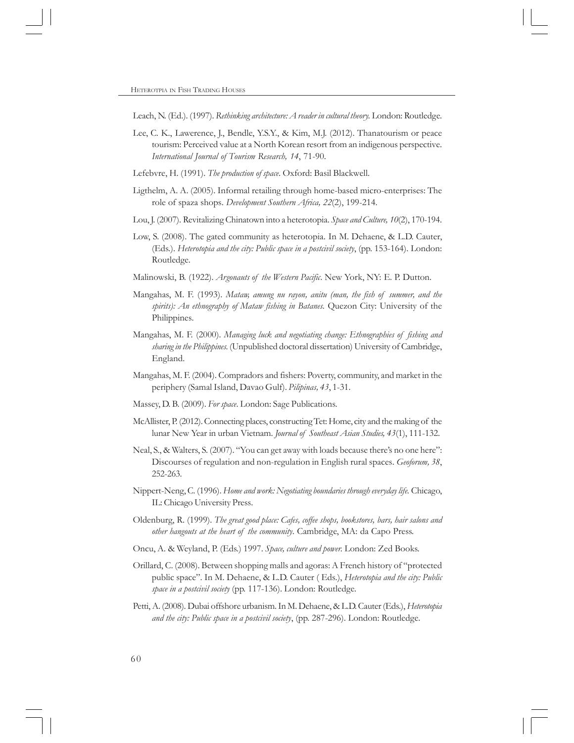Leach, N. (Ed.). (1997). *Rethinking architecture: A reader in cultural theory.* London: Routledge.

Lee, C. K., Lawerence, J., Bendle, Y.S.Y., & Kim, M.J. (2012). Thanatourism or peace tourism: Perceived value at a North Korean resort from an indigenous perspective. *International Journal of Tourism Research, 14*, 71-90.

Lefebvre, H. (1991). *The production of space*. Oxford: Basil Blackwell.

Ligthelm, A. A. (2005). Informal retailing through home-based micro-enterprises: The role of spaza shops. *Development Southern Africa, 22*(2), 199-214.

Lou, J. (2007). Revitalizing Chinatown into a heterotopia. *Space and Culture, 10*(2), 170-194.

Low, S. (2008). The gated community as heterotopia. In M. Dehaene, & L.D. Cauter, (Eds.). *Heterotopia and the city: Public space in a postcivil society*, (pp. 153-164). London: Routledge.

Malinowski, B. (1922). *Argonauts of the Western Pacific*. New York, NY: E. P. Dutton.

Mangahas, M. F. (1993). *Mataw, amung nu rayon, anitu (man, the fish of summer, and the spirits): An ethnography of Mataw fishing in Batanes*. Quezon City: University of the Philippines.

Mangahas, M. F. (2000). *Managing luck and negotiating change: Ethnographies of fishing and sharing in the Philippines.* (Unpublished doctoral dissertation) University of Cambridge, England.

Mangahas, M. F. (2004). Compradors and fishers: Poverty, community, and market in the periphery (Samal Island, Davao Gulf). *Pilipinas, 43*, 1-31.

Massey, D. B. (2009). *For space*. London: Sage Publications.

McAllister, P. (2012). Connecting places, constructing Tet: Home, city and the making of the lunar New Year in urban Vietnam. *Journal of Southeast Asian Studies, 43*(1), 111-132.

Neal, S., & Walters, S. (2007). "You can get away with loads because there's no one here": Discourses of regulation and non-regulation in English rural spaces. *Geoforum, 38*, 252-263.

Nippert-Neng, C. (1996). *Home and work: Negotiating boundaries through everyday life.* Chicago, IL: Chicago University Press.

Oldenburg, R. (1999). *The great good place: Cafes, coffee shops, bookstores, bars, hair salons and other hangouts at the heart of the community*. Cambridge, MA: da Capo Press.

Oncu, A. & Weyland, P. (Eds.) 1997. *Space, culture and power.* London: Zed Books.

Orillard, C. (2008). Between shopping malls and agoras: A French history of "protected public space". In M. Dehaene, & L.D. Cauter ( Eds.), *Heterotopia and the city: Public space in a postcivil society* (pp. 117-136). London: Routledge.

Petti, A. (2008). Dubai offshore urbanism. In M. Dehaene, & L.D. Cauter (Eds.), *Heterotopia and the city: Public space in a postcivil society*, (pp. 287-296). London: Routledge.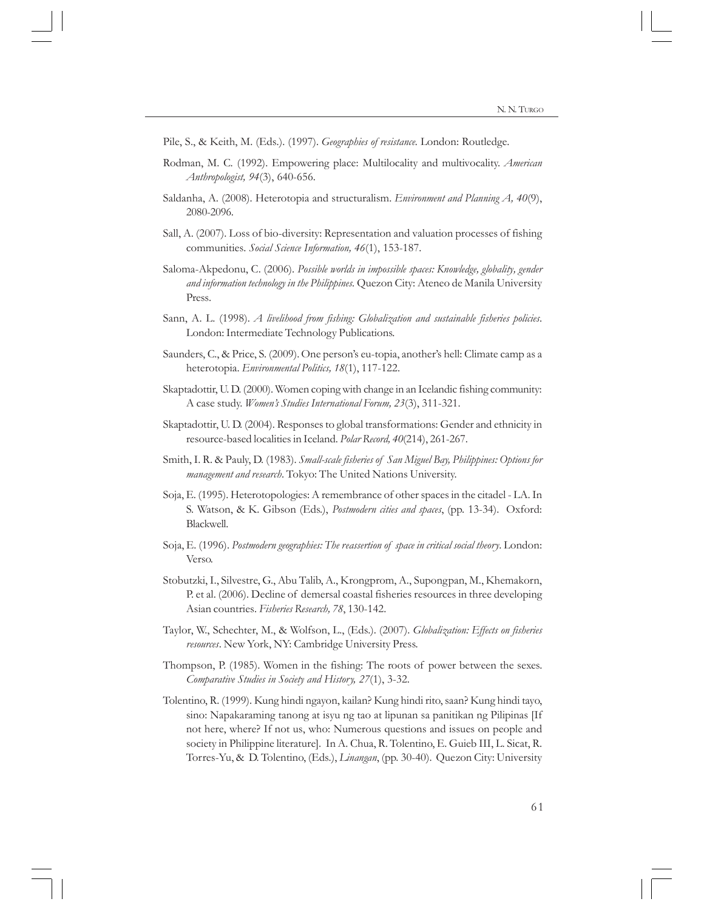Pile, S., & Keith, M. (Eds.). (1997). *Geographies of resistance.* London: Routledge.

Rodman, M. C. (1992). Empowering place: Multilocality and multivocality. *American Anthropologist, 94*(3), 640-656.

Saldanha, A. (2008). Heterotopia and structuralism. *Environment and Planning A, 40*(9), 2080-2096.

Sall, A. (2007). Loss of bio-diversity: Representation and valuation processes of fishing communities. *Social Science Information, 46*(1), 153-187.

Saloma-Akpedonu, C. (2006). *Possible worlds in impossible spaces: Knowledge, globality, gender and information technology in the Philippines.* Quezon City: Ateneo de Manila University Press.

Sann, A. L. (1998). *A livelihood from fishing: Globalization and sustainable fisheries policies*. London: Intermediate Technology Publications.

Saunders, C., & Price, S. (2009). One person's eu-topia, another's hell: Climate camp as a heterotopia. *Environmental Politics, 18*(1), 117-122.

Skaptadottir, U. D. (2000). Women coping with change in an Icelandic fishing community: A case study. *Women's Studies International Forum, 23*(3), 311-321.

Skaptadottir, U. D. (2004). Responses to global transformations: Gender and ethnicity in resource-based localities in Iceland. *Polar Record, 40*(214), 261-267.

Smith, I. R. & Pauly, D. (1983). *Small-scale fisheries of San Miguel Bay, Philippines: Options for management and research*. Tokyo: The United Nations University.

Soja, E. (1995). Heterotopologies: A remembrance of other spaces in the citadel - LA. In S. Watson, & K. Gibson (Eds.), *Postmodern cities and spaces*, (pp. 13-34). Oxford: Blackwell.

Soja, E. (1996). *Postmodern geographies: The reassertion of space in critical social theory*. London: Verso.

Stobutzki, I., Silvestre, G., Abu Talib, A., Krongprom, A., Supongpan, M., Khemakorn, P. et al. (2006). Decline of demersal coastal fisheries resources in three developing Asian countries. *Fisheries Research, 78*, 130-142.

Taylor, W., Schechter, M., & Wolfson, L., (Eds.). (2007). *Globalization: Effects on fisheries resources*. New York, NY: Cambridge University Press.

Thompson, P. (1985). Women in the fishing: The roots of power between the sexes. *Comparative Studies in Society and History, 27*(1), 3-32.

Tolentino, R. (1999). Kung hindi ngayon, kailan? Kung hindi rito, saan? Kung hindi tayo, sino: Napakaraming tanong at isyu ng tao at lipunan sa panitikan ng Pilipinas [If not here, where? If not us, who: Numerous questions and issues on people and society in Philippine literature]. In A. Chua, R. Tolentino, E. Guieb III, L. Sicat, R. Torres-Yu, & D. Tolentino, (Eds.), *Linangan*, (pp. 30-40). Quezon City: University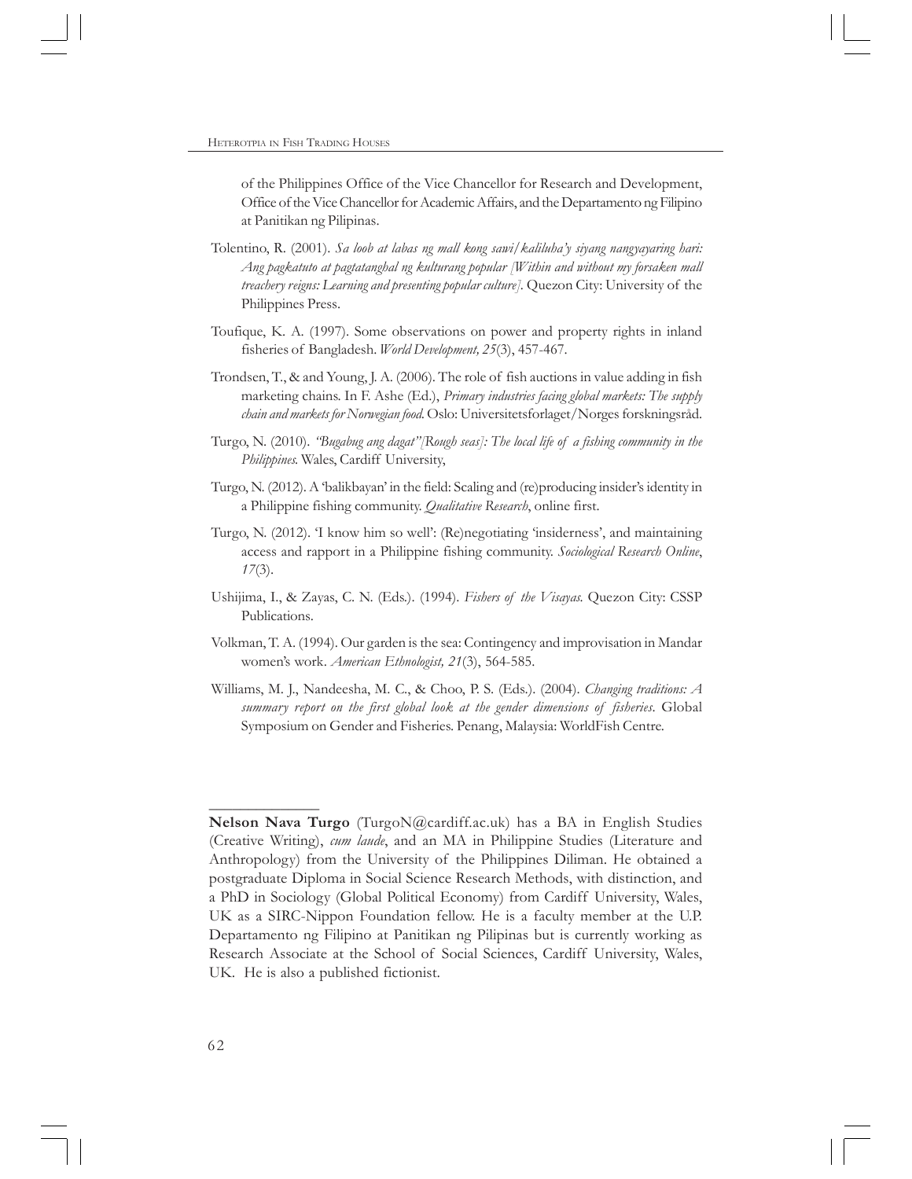of the Philippines Office of the Vice Chancellor for Research and Development, Office of the Vice Chancellor for Academic Affairs, and the Departamento ng Filipino at Panitikan ng Pilipinas.

Tolentino, R. (2001). *Sa loob at labas ng mall kong sawi/kaliluha'y siyang nangyayaring hari: Ang pagkatuto at pagtatanghal ng kulturang popular [Within and without my forsaken mall treachery reigns: Learning and presenting popular culture]*. Quezon City: University of the Philippines Press.

Toufique, K. A. (1997). Some observations on power and property rights in inland fisheries of Bangladesh. *World Development, 25*(3), 457-467.

Trondsen, T., & and Young, J. A. (2006). The role of fish auctions in value adding in fish marketing chains. In F. Ashe (Ed.), *Primary industries facing global markets: The supply chain and markets for Norwegian food.* Oslo: Universitetsforlaget/Norges forskningsråd.

Turgo, N. (2010). *"Bugabug ang dagat" [Rough seas]: The local life of a fishing community in the Philippines.* Wales, Cardiff University,

Turgo, N. (2012). A 'balikbayan' in the field: Scaling and (re)producing insider's identity in a Philippine fishing community. *Qualitative Research*, online first.

Turgo, N. (2012). 'I know him so well': (Re)negotiating 'insiderness', and maintaining access and rapport in a Philippine fishing community. *Sociological Research Online*, *17*(3).

Ushijima, I., & Zayas, C. N. (Eds.). (1994). *Fishers of the Visayas.* Quezon City: CSSP Publications.

Volkman, T. A. (1994). Our garden is the sea: Contingency and improvisation in Mandar women's work. *American Ethnologist, 21*(3), 564-585.

Williams, M. J., Nandeesha, M. C., & Choo, P. S. (Eds.). (2004). *Changing traditions: A summary report on the first global look at the gender dimensions of fisheries*. Global Symposium on Gender and Fisheries. Penang, Malaysia: WorldFish Centre.

---

**Nelson Nava Turgo** (TurgoN@cardiff.ac.uk) has a BA in English Studies (Creative Writing), *cum laude*, and an MA in Philippine Studies (Literature and Anthropology) from the University of the Philippines Diliman. He obtained a postgraduate Diploma in Social Science Research Methods, with distinction, and a PhD in Sociology (Global Political Economy) from Cardiff University, Wales, UK as a SIRC-Nippon Foundation fellow. He is a faculty member at the U.P. Departamento ng Filipino at Panitikan ng Pilipinas but is currently working as Research Associate at the School of Social Sciences, Cardiff University, Wales, UK. He is also a published fictionist.